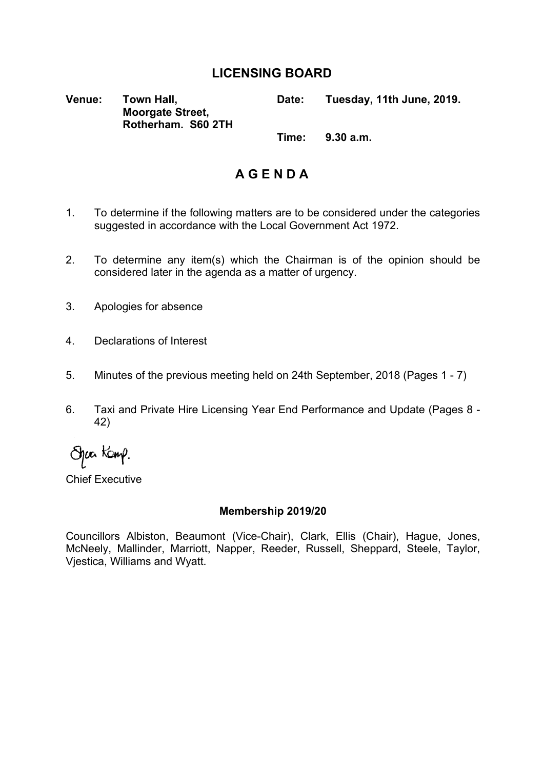# LICENSING BOARD

**Venue:** **Town Hall, Moorgate Street, Rotherham. S60 2TH**

**Date:** **Tuesday, 11th June, 2019.**

**Time:** **9.30 a.m.**

## A G E N D A

1. To determine if the following matters are to be considered under the categories suggested in accordance with the Local Government Act 1972.

2. To determine any item(s) which the Chairman is of the opinion should be considered later in the agenda as a matter of urgency.

3. Apologies for absence

4. Declarations of Interest

5. Minutes of the previous meeting held on 24th September, 2018 (Pages 1 - 7)

6. Taxi and Private Hire Licensing Year End Performance and Update (Pages 8 - 42)

Sharon Kemp.

Chief Executive

### Membership 2019/20

Councillors Albiston, Beaumont (Vice-Chair), Clark, Ellis (Chair), Hague, Jones, McNeely, Mallinder, Marriott, Napper, Reeder, Russell, Sheppard, Steele, Taylor, Vjestica, Williams and Wyatt.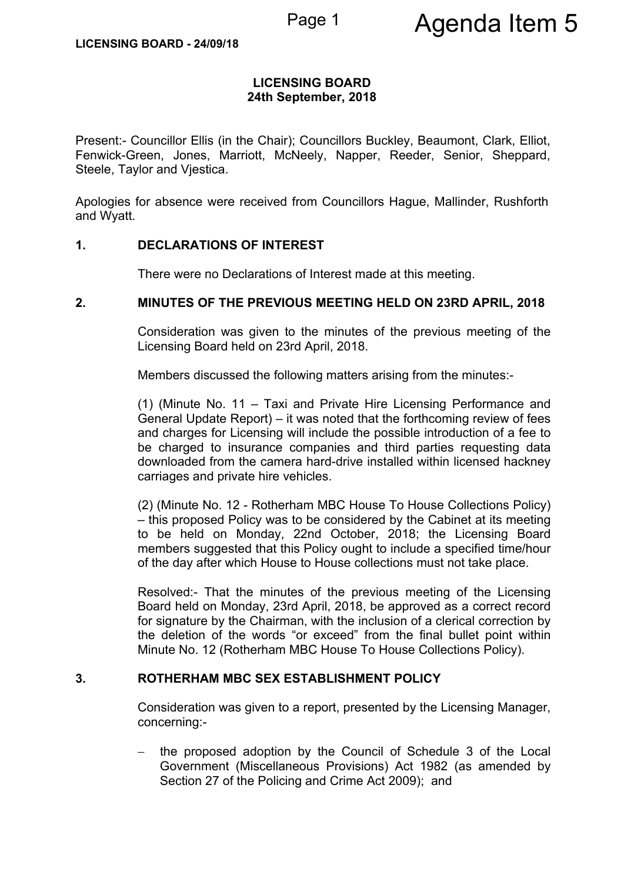# LICENSING BOARD
## 24th September, 2018

Present:- Councillor Ellis (in the Chair); Councillors Buckley, Beaumont, Clark, Elliot, Fenwick-Green, Jones, Marriott, McNeely, Napper, Reeder, Senior, Sheppard, Steele, Taylor and Vjestica.

Apologies for absence were received from Councillors Hague, Mallinder, Rushforth and Wyatt.

### 1. DECLARATIONS OF INTEREST

There were no Declarations of Interest made at this meeting.

### 2. MINUTES OF THE PREVIOUS MEETING HELD ON 23RD APRIL, 2018

Consideration was given to the minutes of the previous meeting of the Licensing Board held on 23rd April, 2018.

Members discussed the following matters arising from the minutes:-

(1) (Minute No. 11 – Taxi and Private Hire Licensing Performance and General Update Report) – it was noted that the forthcoming review of fees and charges for Licensing will include the possible introduction of a fee to be charged to insurance companies and third parties requesting data downloaded from the camera hard-drive installed within licensed hackney carriages and private hire vehicles.

(2) (Minute No. 12 - Rotherham MBC House To House Collections Policy) – this proposed Policy was to be considered by the Cabinet at its meeting to be held on Monday, 22nd October, 2018; the Licensing Board members suggested that this Policy ought to include a specified time/hour of the day after which House to House collections must not take place.

Resolved:- That the minutes of the previous meeting of the Licensing Board held on Monday, 23rd April, 2018, be approved as a correct record for signature by the Chairman, with the inclusion of a clerical correction by the deletion of the words "or exceed" from the final bullet point within Minute No. 12 (Rotherham MBC House To House Collections Policy).

### 3. ROTHERHAM MBC SEX ESTABLISHMENT POLICY

Consideration was given to a report, presented by the Licensing Manager, concerning:-

- the proposed adoption by the Council of Schedule 3 of the Local Government (Miscellaneous Provisions) Act 1982 (as amended by Section 27 of the Policing and Crime Act 2009); and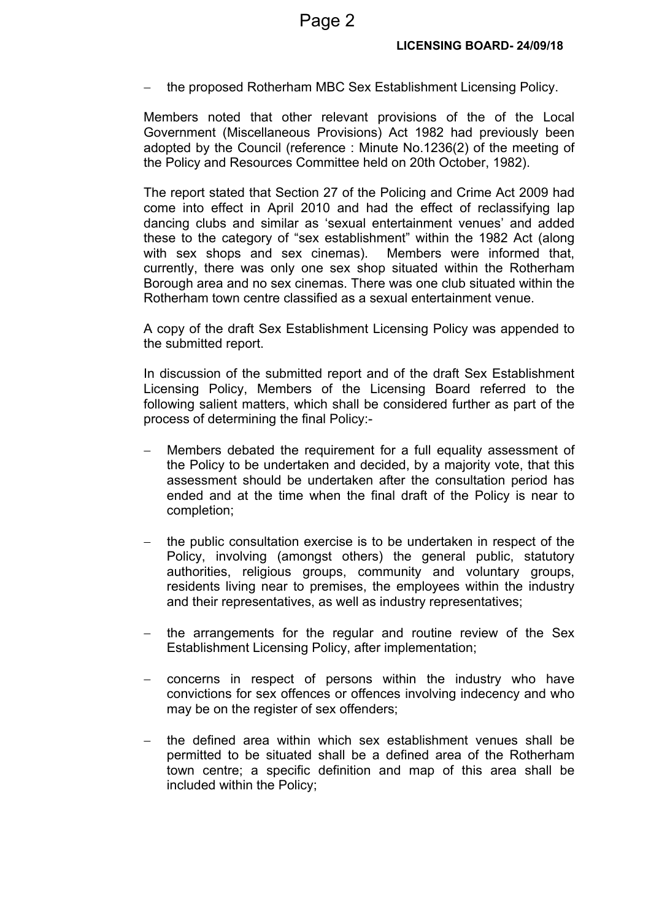- the proposed Rotherham MBC Sex Establishment Licensing Policy.

Members noted that other relevant provisions of the of the Local Government (Miscellaneous Provisions) Act 1982 had previously been adopted by the Council (reference : Minute No.1236(2) of the meeting of the Policy and Resources Committee held on 20th October, 1982).

The report stated that Section 27 of the Policing and Crime Act 2009 had come into effect in April 2010 and had the effect of reclassifying lap dancing clubs and similar as 'sexual entertainment venues' and added these to the category of "sex establishment" within the 1982 Act (along with sex shops and sex cinemas). Members were informed that, currently, there was only one sex shop situated within the Rotherham Borough area and no sex cinemas. There was one club situated within the Rotherham town centre classified as a sexual entertainment venue.

A copy of the draft Sex Establishment Licensing Policy was appended to the submitted report.

In discussion of the submitted report and of the draft Sex Establishment Licensing Policy, Members of the Licensing Board referred to the following salient matters, which shall be considered further as part of the process of determining the final Policy:-

- Members debated the requirement for a full equality assessment of the Policy to be undertaken and decided, by a majority vote, that this assessment should be undertaken after the consultation period has ended and at the time when the final draft of the Policy is near to completion;

- the public consultation exercise is to be undertaken in respect of the Policy, involving (amongst others) the general public, statutory authorities, religious groups, community and voluntary groups, residents living near to premises, the employees within the industry and their representatives, as well as industry representatives;

- the arrangements for the regular and routine review of the Sex Establishment Licensing Policy, after implementation;

- concerns in respect of persons within the industry who have convictions for sex offences or offences involving indecency and who may be on the register of sex offenders;

- the defined area within which sex establishment venues shall be permitted to be situated shall be a defined area of the Rotherham town centre; a specific definition and map of this area shall be included within the Policy;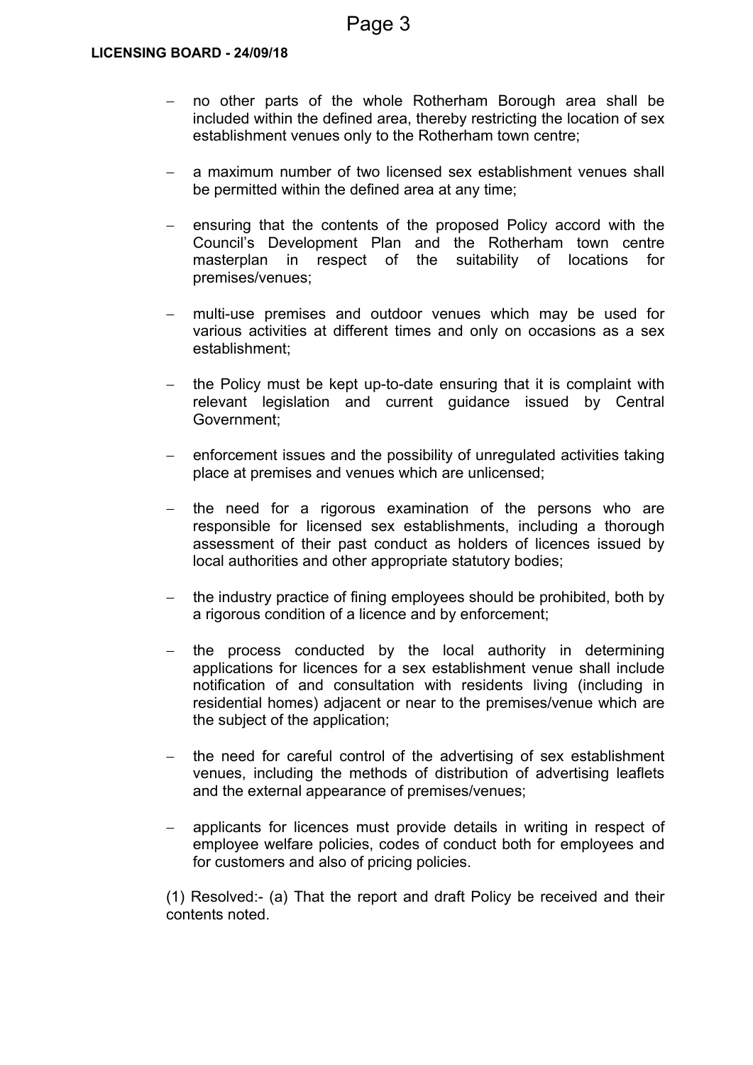- no other parts of the whole Rotherham Borough area shall be included within the defined area, thereby restricting the location of sex establishment venues only to the Rotherham town centre;

- a maximum number of two licensed sex establishment venues shall be permitted within the defined area at any time;

- ensuring that the contents of the proposed Policy accord with the Council's Development Plan and the Rotherham town centre masterplan in respect of the suitability of locations for premises/venues;

- multi-use premises and outdoor venues which may be used for various activities at different times and only on occasions as a sex establishment;

- the Policy must be kept up-to-date ensuring that it is complaint with relevant legislation and current guidance issued by Central Government;

- enforcement issues and the possibility of unregulated activities taking place at premises and venues which are unlicensed;

- the need for a rigorous examination of the persons who are responsible for licensed sex establishments, including a thorough assessment of their past conduct as holders of licences issued by local authorities and other appropriate statutory bodies;

- the industry practice of fining employees should be prohibited, both by a rigorous condition of a licence and by enforcement;

- the process conducted by the local authority in determining applications for licences for a sex establishment venue shall include notification of and consultation with residents living (including in residential homes) adjacent or near to the premises/venue which are the subject of the application;

- the need for careful control of the advertising of sex establishment venues, including the methods of distribution of advertising leaflets and the external appearance of premises/venues;

- applicants for licences must provide details in writing in respect of employee welfare policies, codes of conduct both for employees and for customers and also of pricing policies.

(1) Resolved:- (a) That the report and draft Policy be received and their contents noted.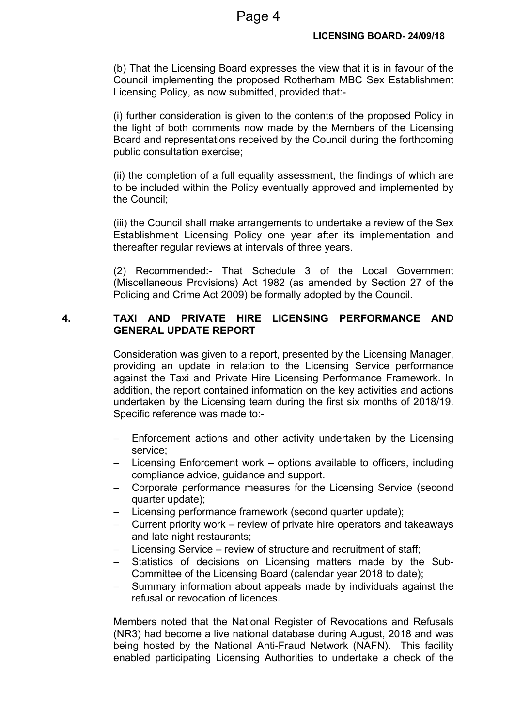(b) That the Licensing Board expresses the view that it is in favour of the Council implementing the proposed Rotherham MBC Sex Establishment Licensing Policy, as now submitted, provided that:-

(i) further consideration is given to the contents of the proposed Policy in the light of both comments now made by the Members of the Licensing Board and representations received by the Council during the forthcoming public consultation exercise;

(ii) the completion of a full equality assessment, the findings of which are to be included within the Policy eventually approved and implemented by the Council;

(iii) the Council shall make arrangements to undertake a review of the Sex Establishment Licensing Policy one year after its implementation and thereafter regular reviews at intervals of three years.

(2) Recommended:- That Schedule 3 of the Local Government (Miscellaneous Provisions) Act 1982 (as amended by Section 27 of the Policing and Crime Act 2009) be formally adopted by the Council.

## 4. TAXI AND PRIVATE HIRE LICENSING PERFORMANCE AND GENERAL UPDATE REPORT

Consideration was given to a report, presented by the Licensing Manager, providing an update in relation to the Licensing Service performance against the Taxi and Private Hire Licensing Performance Framework. In addition, the report contained information on the key activities and actions undertaken by the Licensing team during the first six months of 2018/19. Specific reference was made to:-

- Enforcement actions and other activity undertaken by the Licensing service;
- Licensing Enforcement work – options available to officers, including compliance advice, guidance and support.
- Corporate performance measures for the Licensing Service (second quarter update);
- Licensing performance framework (second quarter update);
- Current priority work – review of private hire operators and takeaways and late night restaurants;
- Licensing Service – review of structure and recruitment of staff;
- Statistics of decisions on Licensing matters made by the Sub-Committee of the Licensing Board (calendar year 2018 to date);
- Summary information about appeals made by individuals against the refusal or revocation of licences.

Members noted that the National Register of Revocations and Refusals (NR3) had become a live national database during August, 2018 and was being hosted by the National Anti-Fraud Network (NAFN). This facility enabled participating Licensing Authorities to undertake a check of the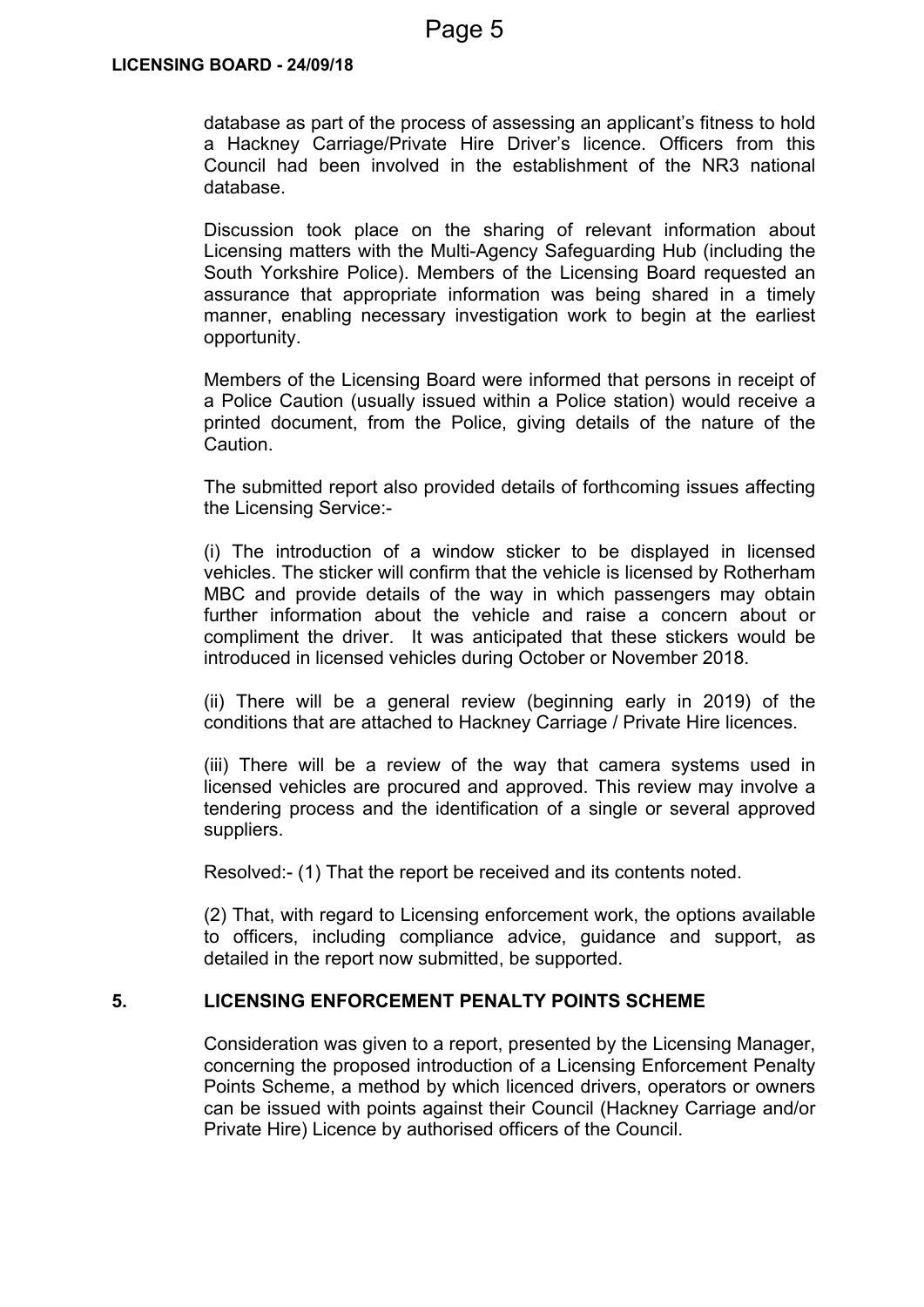database as part of the process of assessing an applicant's fitness to hold a Hackney Carriage/Private Hire Driver's licence. Officers from this Council had been involved in the establishment of the NR3 national database.

Discussion took place on the sharing of relevant information about Licensing matters with the Multi-Agency Safeguarding Hub (including the South Yorkshire Police). Members of the Licensing Board requested an assurance that appropriate information was being shared in a timely manner, enabling necessary investigation work to begin at the earliest opportunity.

Members of the Licensing Board were informed that persons in receipt of a Police Caution (usually issued within a Police station) would receive a printed document, from the Police, giving details of the nature of the Caution.

The submitted report also provided details of forthcoming issues affecting the Licensing Service:-

(i) The introduction of a window sticker to be displayed in licensed vehicles. The sticker will confirm that the vehicle is licensed by Rotherham MBC and provide details of the way in which passengers may obtain further information about the vehicle and raise a concern about or compliment the driver. It was anticipated that these stickers would be introduced in licensed vehicles during October or November 2018.

(ii) There will be a general review (beginning early in 2019) of the conditions that are attached to Hackney Carriage / Private Hire licences.

(iii) There will be a review of the way that camera systems used in licensed vehicles are procured and approved. This review may involve a tendering process and the identification of a single or several approved suppliers.

Resolved:- (1) That the report be received and its contents noted.

(2) That, with regard to Licensing enforcement work, the options available to officers, including compliance advice, guidance and support, as detailed in the report now submitted, be supported.

## 5. LICENSING ENFORCEMENT PENALTY POINTS SCHEME

Consideration was given to a report, presented by the Licensing Manager, concerning the proposed introduction of a Licensing Enforcement Penalty Points Scheme, a method by which licenced drivers, operators or owners can be issued with points against their Council (Hackney Carriage and/or Private Hire) Licence by authorised officers of the Council.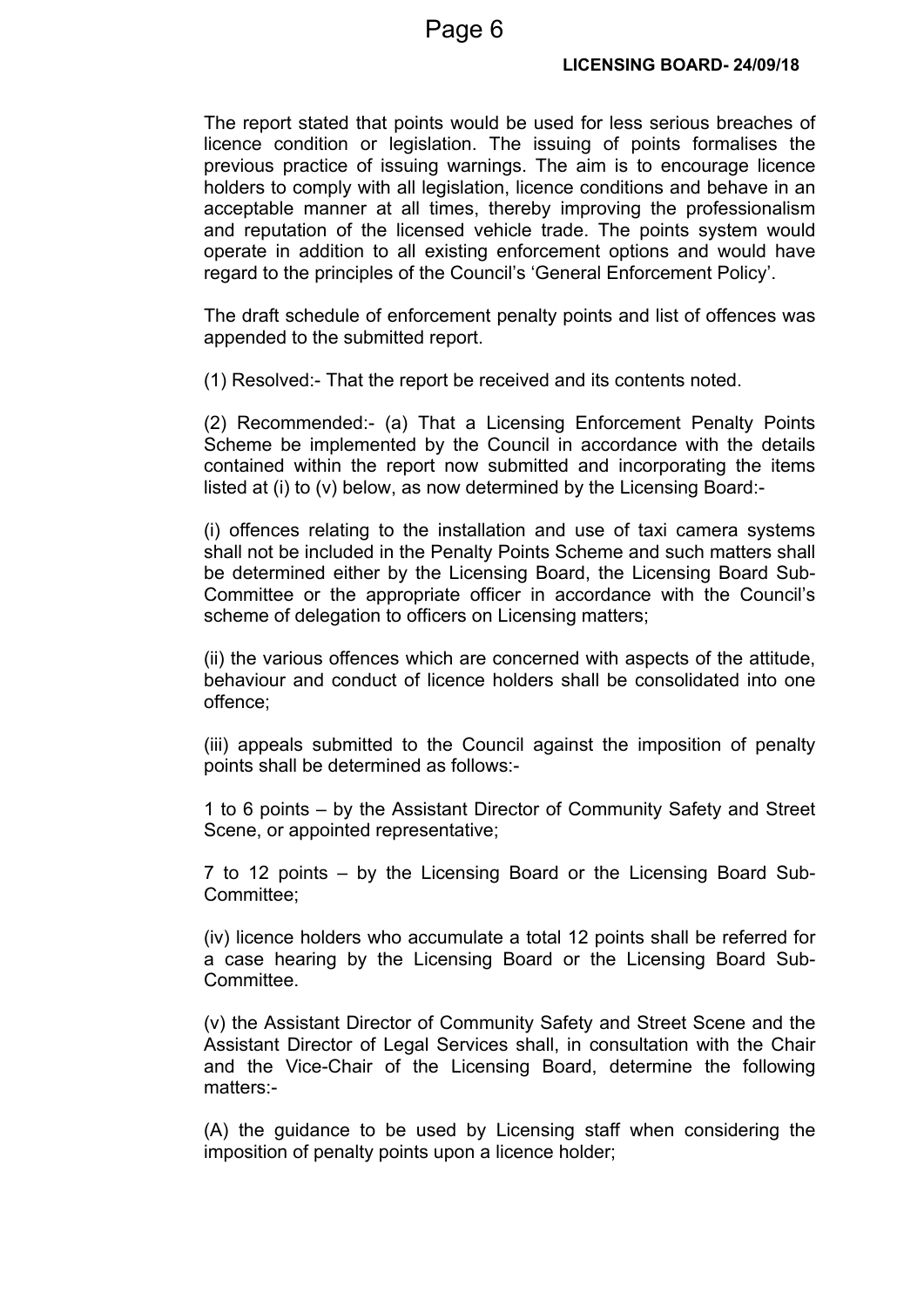The report stated that points would be used for less serious breaches of licence condition or legislation. The issuing of points formalises the previous practice of issuing warnings. The aim is to encourage licence holders to comply with all legislation, licence conditions and behave in an acceptable manner at all times, thereby improving the professionalism and reputation of the licensed vehicle trade. The points system would operate in addition to all existing enforcement options and would have regard to the principles of the Council's 'General Enforcement Policy'.

The draft schedule of enforcement penalty points and list of offences was appended to the submitted report.

(1) Resolved:- That the report be received and its contents noted.

(2) Recommended:- (a) That a Licensing Enforcement Penalty Points Scheme be implemented by the Council in accordance with the details contained within the report now submitted and incorporating the items listed at (i) to (v) below, as now determined by the Licensing Board:-

(i) offences relating to the installation and use of taxi camera systems shall not be included in the Penalty Points Scheme and such matters shall be determined either by the Licensing Board, the Licensing Board Sub-Committee or the appropriate officer in accordance with the Council's scheme of delegation to officers on Licensing matters;

(ii) the various offences which are concerned with aspects of the attitude, behaviour and conduct of licence holders shall be consolidated into one offence;

(iii) appeals submitted to the Council against the imposition of penalty points shall be determined as follows:-

1 to 6 points – by the Assistant Director of Community Safety and Street Scene, or appointed representative;

7 to 12 points – by the Licensing Board or the Licensing Board Sub-Committee;

(iv) licence holders who accumulate a total 12 points shall be referred for a case hearing by the Licensing Board or the Licensing Board Sub-Committee.

(v) the Assistant Director of Community Safety and Street Scene and the Assistant Director of Legal Services shall, in consultation with the Chair and the Vice-Chair of the Licensing Board, determine the following matters:-

(A) the guidance to be used by Licensing staff when considering the imposition of penalty points upon a licence holder;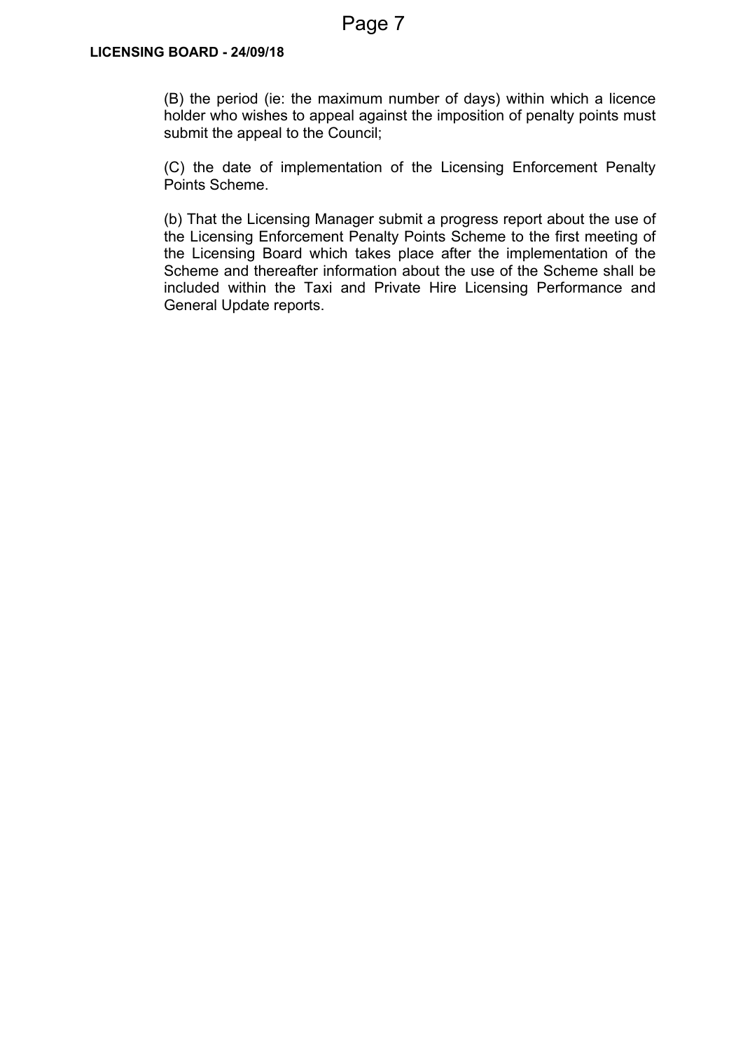(B) the period (ie: the maximum number of days) within which a licence holder who wishes to appeal against the imposition of penalty points must submit the appeal to the Council;

(C) the date of implementation of the Licensing Enforcement Penalty Points Scheme.

(b) That the Licensing Manager submit a progress report about the use of the Licensing Enforcement Penalty Points Scheme to the first meeting of the Licensing Board which takes place after the implementation of the Scheme and thereafter information about the use of the Scheme shall be included within the Taxi and Private Hire Licensing Performance and General Update reports.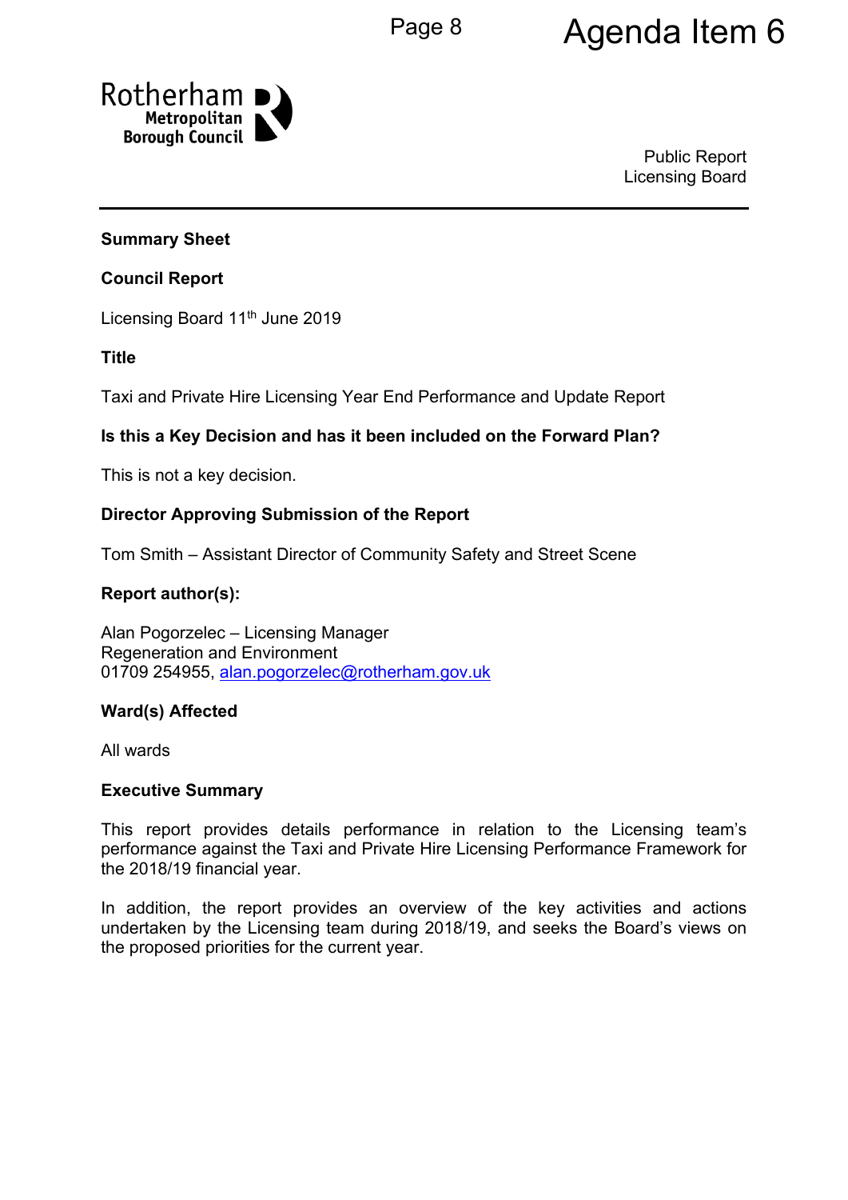Agenda Item 6

Public Report
Licensing Board

**Summary Sheet**

**Council Report**

Licensing Board 11th June 2019

**Title**

Taxi and Private Hire Licensing Year End Performance and Update Report

**Is this a Key Decision and has it been included on the Forward Plan?**

This is not a key decision.

**Director Approving Submission of the Report**

Tom Smith – Assistant Director of Community Safety and Street Scene

**Report author(s):**

Alan Pogorzelec – Licensing Manager
Regeneration and Environment
01709 254955, alan.pogorzelec@rotherham.gov.uk

**Ward(s) Affected**

All wards

**Executive Summary**

This report provides details performance in relation to the Licensing team's performance against the Taxi and Private Hire Licensing Performance Framework for the 2018/19 financial year.

In addition, the report provides an overview of the key activities and actions undertaken by the Licensing team during 2018/19, and seeks the Board's views on the proposed priorities for the current year.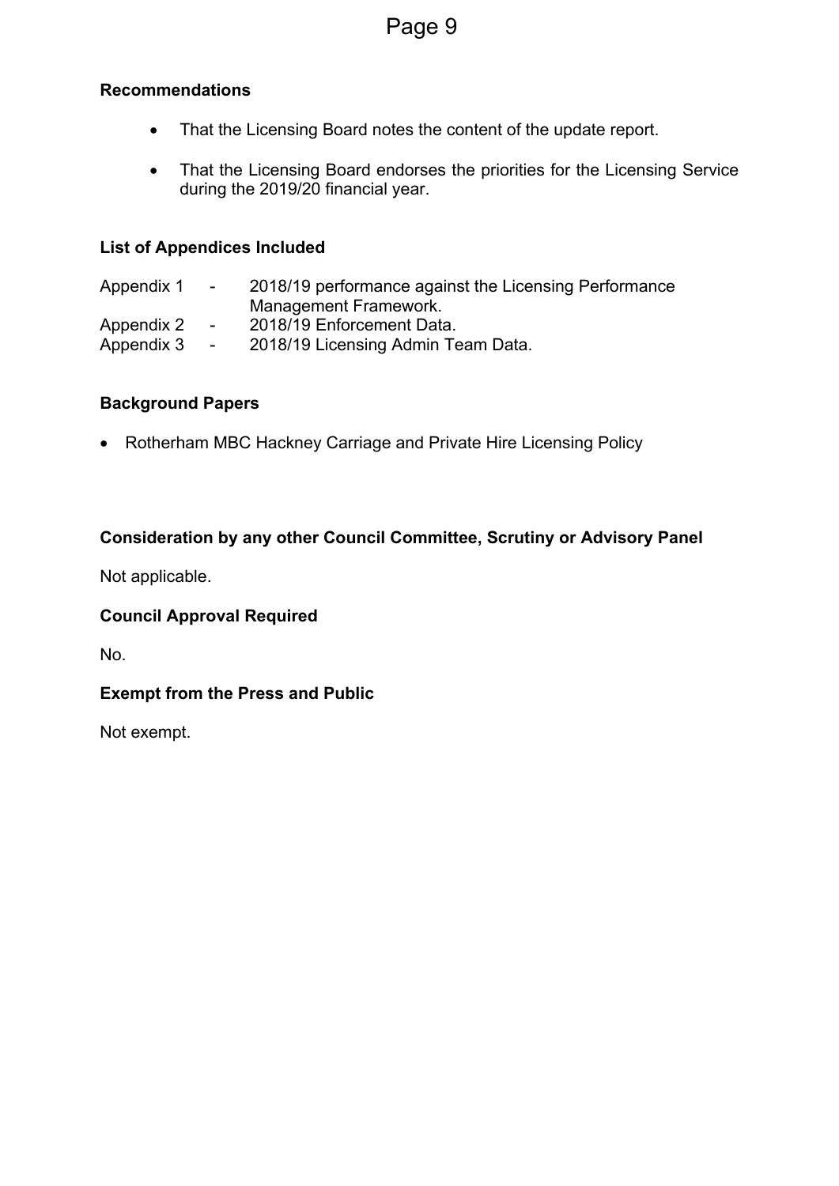**Recommendations**

- That the Licensing Board notes the content of the update report.
- That the Licensing Board endorses the priorities for the Licensing Service during the 2019/20 financial year.

**List of Appendices Included**

| | | |
|---|---|---|
| Appendix 1 | - | 2018/19 performance against the Licensing Performance Management Framework. |
| Appendix 2 | - | 2018/19 Enforcement Data. |
| Appendix 3 | - | 2018/19 Licensing Admin Team Data. |

**Background Papers**

- Rotherham MBC Hackney Carriage and Private Hire Licensing Policy

**Consideration by any other Council Committee, Scrutiny or Advisory Panel**

Not applicable.

**Council Approval Required**

No.

**Exempt from the Press and Public**

Not exempt.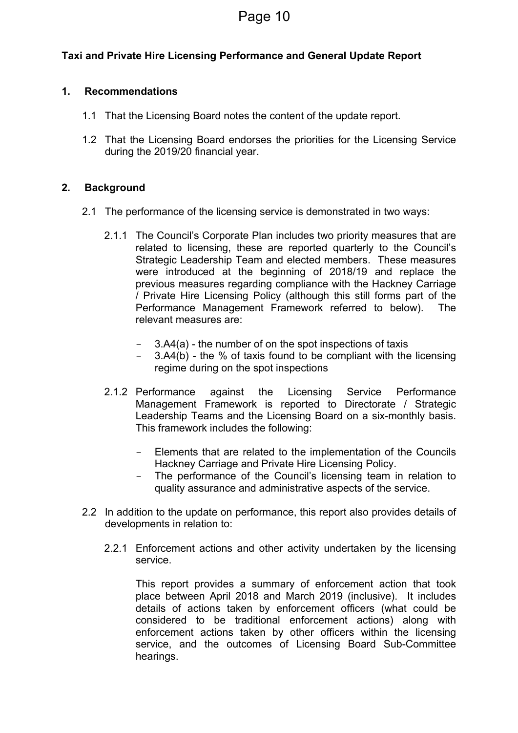**Taxi and Private Hire Licensing Performance and General Update Report**

## 1. Recommendations

1.1 That the Licensing Board notes the content of the update report.

1.2 That the Licensing Board endorses the priorities for the Licensing Service during the 2019/20 financial year.

## 2. Background

2.1 The performance of the licensing service is demonstrated in two ways:

2.1.1 The Council's Corporate Plan includes two priority measures that are related to licensing, these are reported quarterly to the Council's Strategic Leadership Team and elected members. These measures were introduced at the beginning of 2018/19 and replace the previous measures regarding compliance with the Hackney Carriage / Private Hire Licensing Policy (although this still forms part of the Performance Management Framework referred to below). The relevant measures are:

- 3.A4(a) - the number of on the spot inspections of taxis
- 3.A4(b) - the % of taxis found to be compliant with the licensing regime during on the spot inspections

2.1.2 Performance against the Licensing Service Performance Management Framework is reported to Directorate / Strategic Leadership Teams and the Licensing Board on a six-monthly basis. This framework includes the following:

- Elements that are related to the implementation of the Councils Hackney Carriage and Private Hire Licensing Policy.
- The performance of the Council's licensing team in relation to quality assurance and administrative aspects of the service.

2.2 In addition to the update on performance, this report also provides details of developments in relation to:

2.2.1 Enforcement actions and other activity undertaken by the licensing service.

This report provides a summary of enforcement action that took place between April 2018 and March 2019 (inclusive). It includes details of actions taken by enforcement officers (what could be considered to be traditional enforcement actions) along with enforcement actions taken by other officers within the licensing service, and the outcomes of Licensing Board Sub-Committee hearings.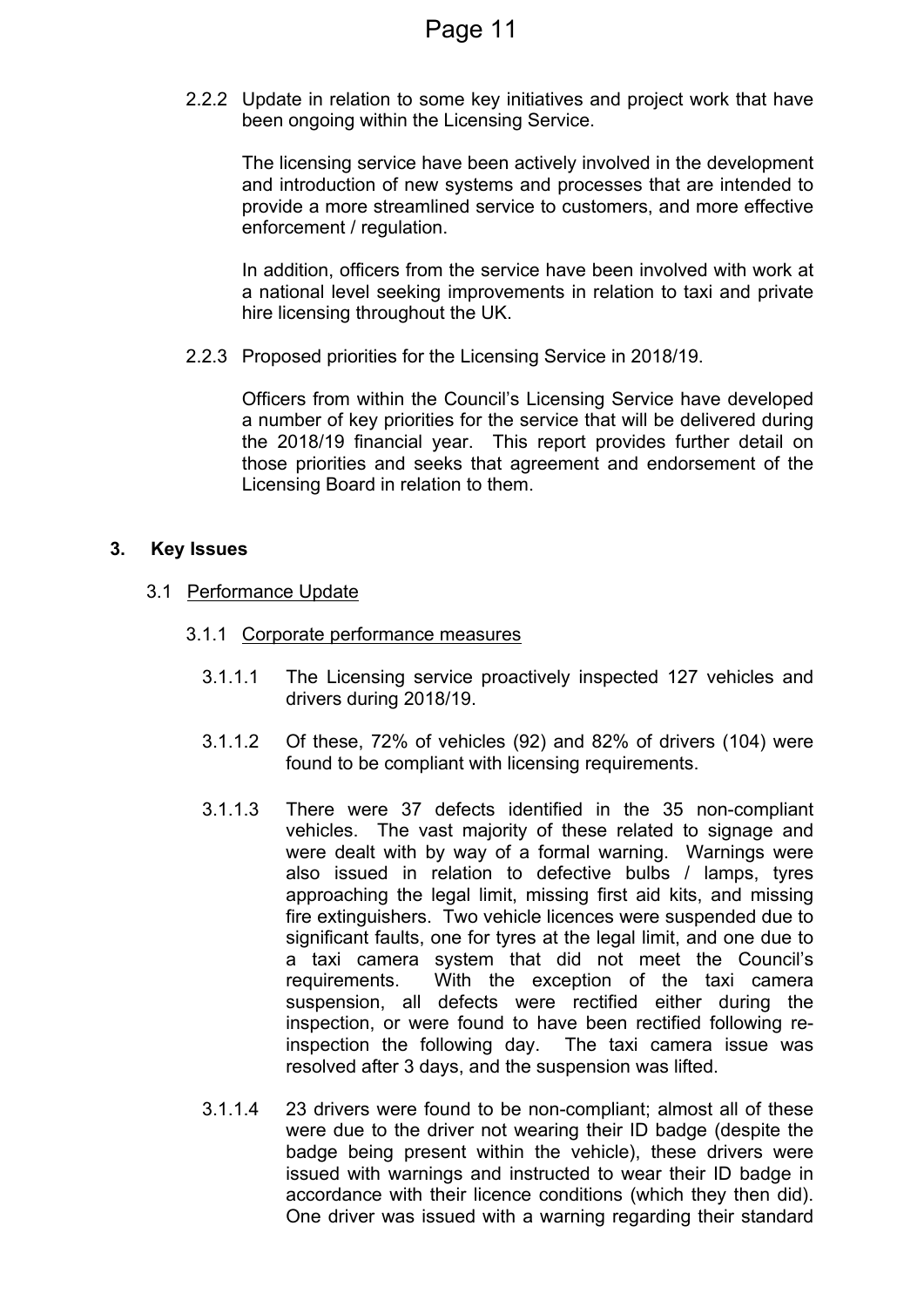2.2.2 Update in relation to some key initiatives and project work that have been ongoing within the Licensing Service.

The licensing service have been actively involved in the development and introduction of new systems and processes that are intended to provide a more streamlined service to customers, and more effective enforcement / regulation.

In addition, officers from the service have been involved with work at a national level seeking improvements in relation to taxi and private hire licensing throughout the UK.

2.2.3 Proposed priorities for the Licensing Service in 2018/19.

Officers from within the Council's Licensing Service have developed a number of key priorities for the service that will be delivered during the 2018/19 financial year. This report provides further detail on those priorities and seeks that agreement and endorsement of the Licensing Board in relation to them.

## 3. Key Issues

### 3.1 Performance Update

#### 3.1.1 Corporate performance measures

3.1.1.1 The Licensing service proactively inspected 127 vehicles and drivers during 2018/19.

3.1.1.2 Of these, 72% of vehicles (92) and 82% of drivers (104) were found to be compliant with licensing requirements.

3.1.1.3 There were 37 defects identified in the 35 non-compliant vehicles. The vast majority of these related to signage and were dealt with by way of a formal warning. Warnings were also issued in relation to defective bulbs / lamps, tyres approaching the legal limit, missing first aid kits, and missing fire extinguishers. Two vehicle licences were suspended due to significant faults, one for tyres at the legal limit, and one due to a taxi camera system that did not meet the Council's requirements. With the exception of the taxi camera suspension, all defects were rectified either during the inspection, or were found to have been rectified following re-inspection the following day. The taxi camera issue was resolved after 3 days, and the suspension was lifted.

3.1.1.4 23 drivers were found to be non-compliant; almost all of these were due to the driver not wearing their ID badge (despite the badge being present within the vehicle), these drivers were issued with warnings and instructed to wear their ID badge in accordance with their licence conditions (which they then did). One driver was issued with a warning regarding their standard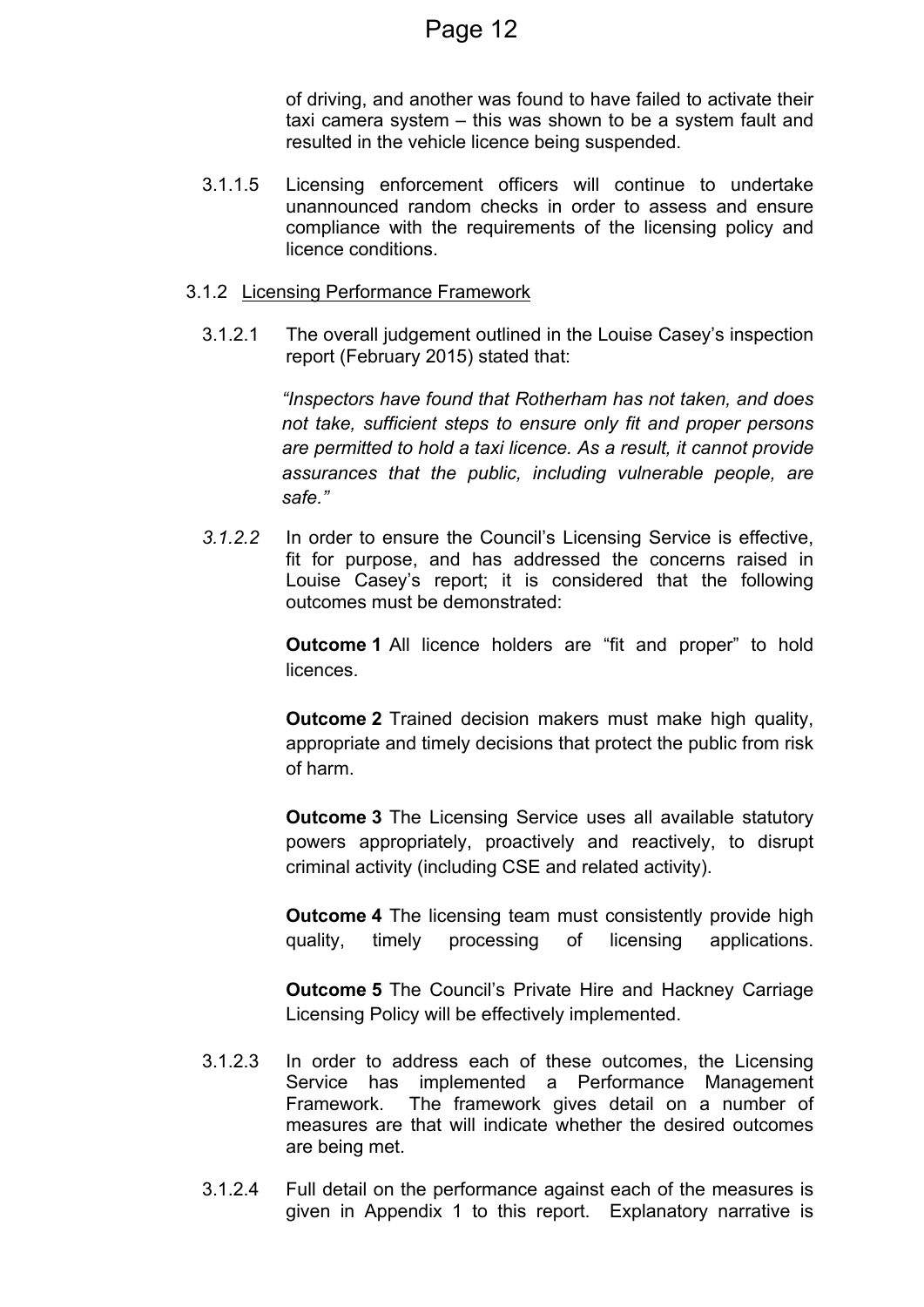of driving, and another was found to have failed to activate their taxi camera system – this was shown to be a system fault and resulted in the vehicle licence being suspended.

3.1.1.5 Licensing enforcement officers will continue to undertake unannounced random checks in order to assess and ensure compliance with the requirements of the licensing policy and licence conditions.

3.1.2 Licensing Performance Framework

3.1.2.1 The overall judgement outlined in the Louise Casey's inspection report (February 2015) stated that:

*"Inspectors have found that Rotherham has not taken, and does not take, sufficient steps to ensure only fit and proper persons are permitted to hold a taxi licence. As a result, it cannot provide assurances that the public, including vulnerable people, are safe."*

*3.1.2.2* In order to ensure the Council's Licensing Service is effective, fit for purpose, and has addressed the concerns raised in Louise Casey's report; it is considered that the following outcomes must be demonstrated:

**Outcome 1** All licence holders are "fit and proper" to hold licences.

**Outcome 2** Trained decision makers must make high quality, appropriate and timely decisions that protect the public from risk of harm.

**Outcome 3** The Licensing Service uses all available statutory powers appropriately, proactively and reactively, to disrupt criminal activity (including CSE and related activity).

**Outcome 4** The licensing team must consistently provide high quality, timely processing of licensing applications.

**Outcome 5** The Council's Private Hire and Hackney Carriage Licensing Policy will be effectively implemented.

3.1.2.3 In order to address each of these outcomes, the Licensing Service has implemented a Performance Management Framework. The framework gives detail on a number of measures are that will indicate whether the desired outcomes are being met.

3.1.2.4 Full detail on the performance against each of the measures is given in Appendix 1 to this report. Explanatory narrative is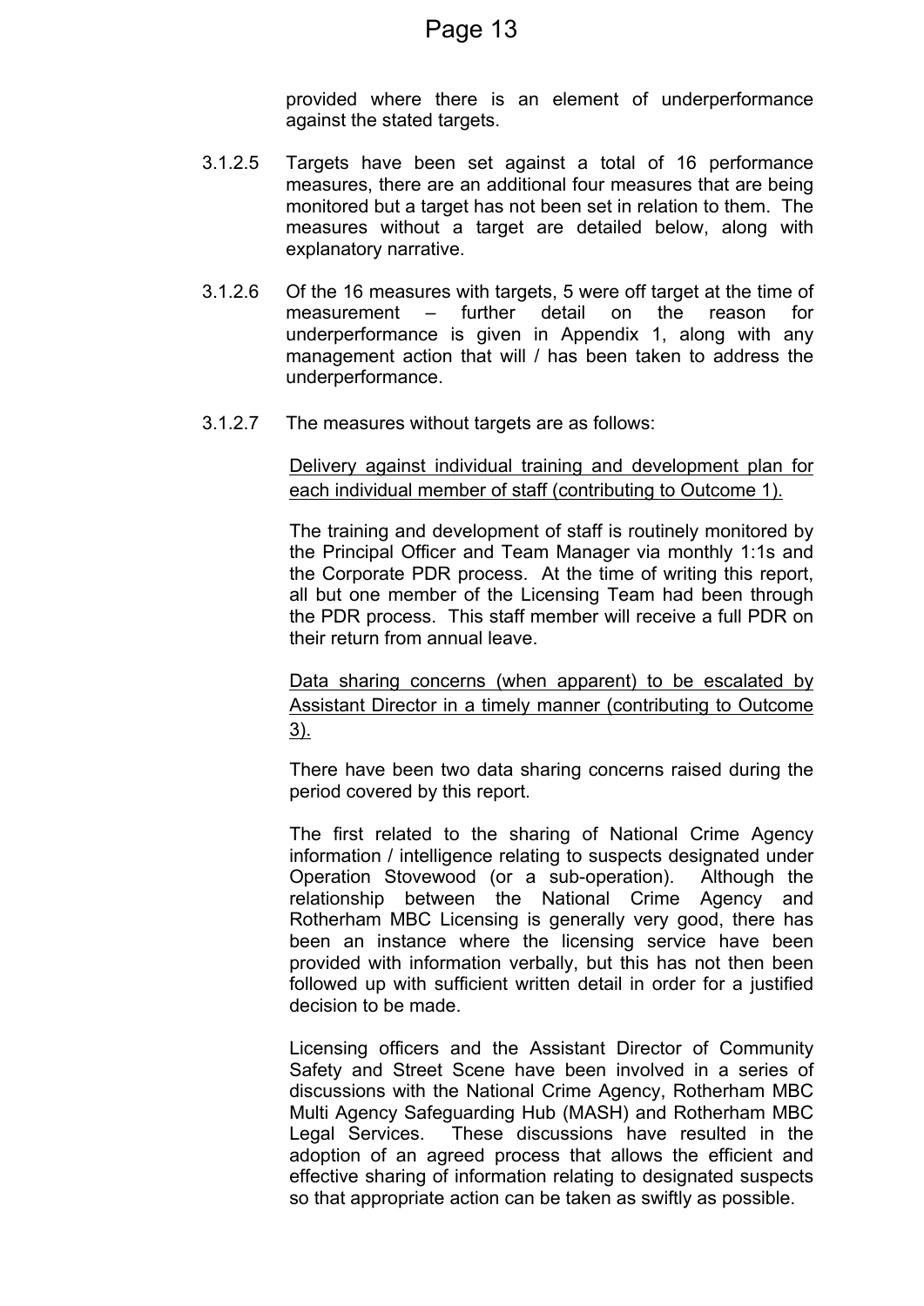provided where there is an element of underperformance against the stated targets.

3.1.2.5 Targets have been set against a total of 16 performance measures, there are an additional four measures that are being monitored but a target has not been set in relation to them. The measures without a target are detailed below, along with explanatory narrative.

3.1.2.6 Of the 16 measures with targets, 5 were off target at the time of measurement – further detail on the reason for underperformance is given in Appendix 1, along with any management action that will / has been taken to address the underperformance.

3.1.2.7 The measures without targets are as follows:

<u>Delivery against individual training and development plan for each individual member of staff (contributing to Outcome 1).</u>

The training and development of staff is routinely monitored by the Principal Officer and Team Manager via monthly 1:1s and the Corporate PDR process. At the time of writing this report, all but one member of the Licensing Team had been through the PDR process. This staff member will receive a full PDR on their return from annual leave.

<u>Data sharing concerns (when apparent) to be escalated by Assistant Director in a timely manner (contributing to Outcome 3).</u>

There have been two data sharing concerns raised during the period covered by this report.

The first related to the sharing of National Crime Agency information / intelligence relating to suspects designated under Operation Stovewood (or a sub-operation). Although the relationship between the National Crime Agency and Rotherham MBC Licensing is generally very good, there has been an instance where the licensing service have been provided with information verbally, but this has not then been followed up with sufficient written detail in order for a justified decision to be made.

Licensing officers and the Assistant Director of Community Safety and Street Scene have been involved in a series of discussions with the National Crime Agency, Rotherham MBC Multi Agency Safeguarding Hub (MASH) and Rotherham MBC Legal Services. These discussions have resulted in the adoption of an agreed process that allows the efficient and effective sharing of information relating to designated suspects so that appropriate action can be taken as swiftly as possible.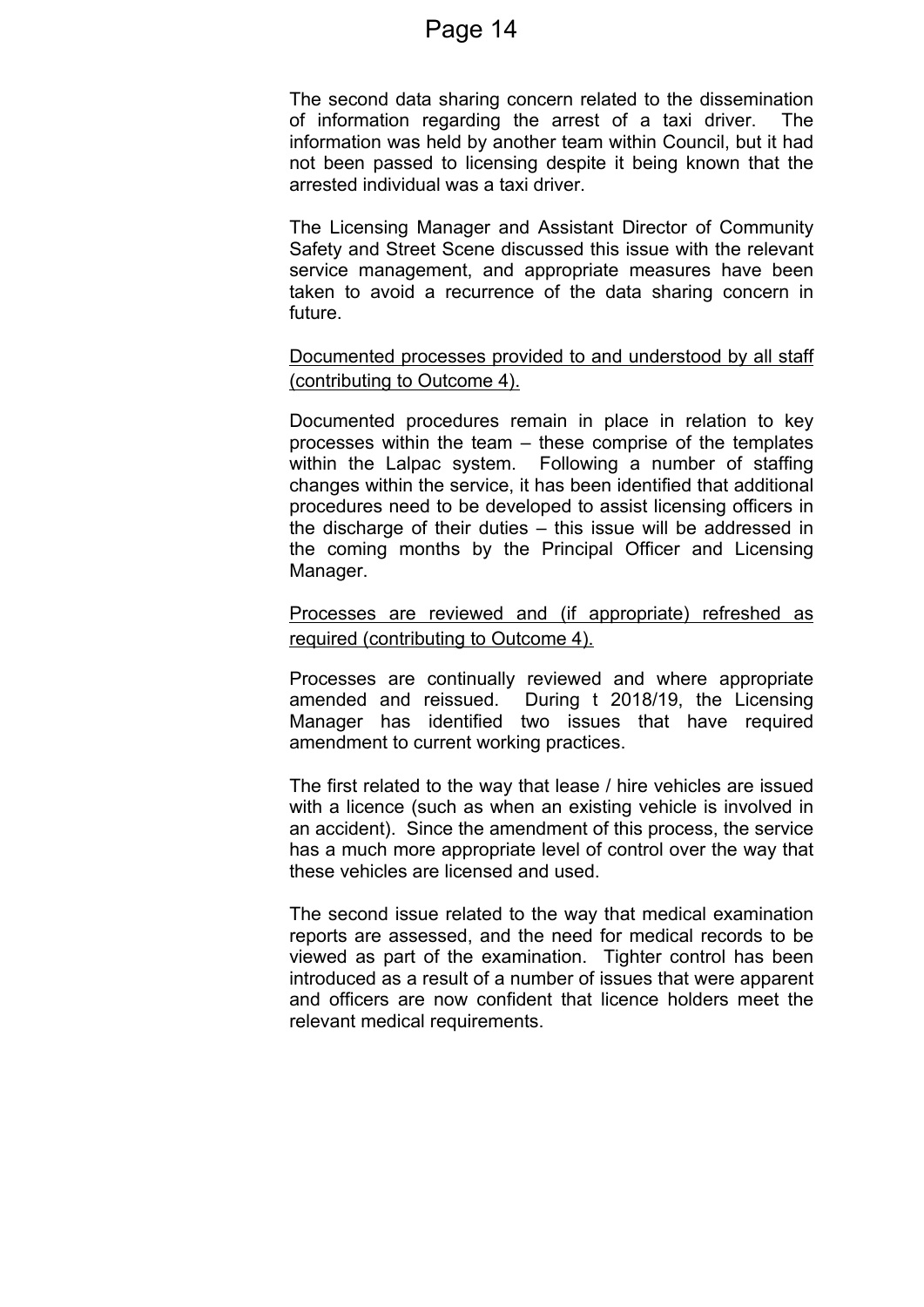The second data sharing concern related to the dissemination of information regarding the arrest of a taxi driver. The information was held by another team within Council, but it had not been passed to licensing despite it being known that the arrested individual was a taxi driver.

The Licensing Manager and Assistant Director of Community Safety and Street Scene discussed this issue with the relevant service management, and appropriate measures have been taken to avoid a recurrence of the data sharing concern in future.

<u>Documented processes provided to and understood by all staff (contributing to Outcome 4).</u>

Documented procedures remain in place in relation to key processes within the team – these comprise of the templates within the Lalpac system. Following a number of staffing changes within the service, it has been identified that additional procedures need to be developed to assist licensing officers in the discharge of their duties – this issue will be addressed in the coming months by the Principal Officer and Licensing Manager.

<u>Processes are reviewed and (if appropriate) refreshed as required (contributing to Outcome 4).</u>

Processes are continually reviewed and where appropriate amended and reissued. During t 2018/19, the Licensing Manager has identified two issues that have required amendment to current working practices.

The first related to the way that lease / hire vehicles are issued with a licence (such as when an existing vehicle is involved in an accident). Since the amendment of this process, the service has a much more appropriate level of control over the way that these vehicles are licensed and used.

The second issue related to the way that medical examination reports are assessed, and the need for medical records to be viewed as part of the examination. Tighter control has been introduced as a result of a number of issues that were apparent and officers are now confident that licence holders meet the relevant medical requirements.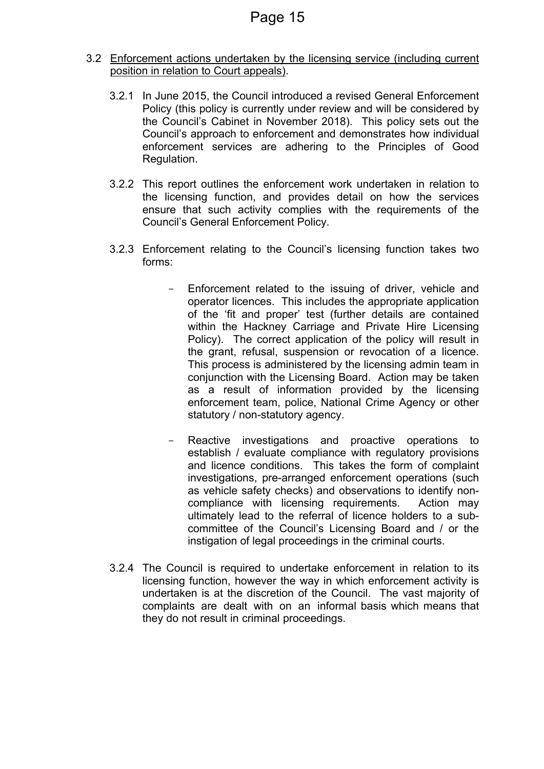3.2 <u>Enforcement actions undertaken by the licensing service (including current position in relation to Court appeals)</u>.

3.2.1 In June 2015, the Council introduced a revised General Enforcement Policy (this policy is currently under review and will be considered by the Council's Cabinet in November 2018). This policy sets out the Council's approach to enforcement and demonstrates how individual enforcement services are adhering to the Principles of Good Regulation.

3.2.2 This report outlines the enforcement work undertaken in relation to the licensing function, and provides detail on how the services ensure that such activity complies with the requirements of the Council's General Enforcement Policy.

3.2.3 Enforcement relating to the Council's licensing function takes two forms:

- Enforcement related to the issuing of driver, vehicle and operator licences. This includes the appropriate application of the 'fit and proper' test (further details are contained within the Hackney Carriage and Private Hire Licensing Policy). The correct application of the policy will result in the grant, refusal, suspension or revocation of a licence. This process is administered by the licensing admin team in conjunction with the Licensing Board. Action may be taken as a result of information provided by the licensing enforcement team, police, National Crime Agency or other statutory / non-statutory agency.

- Reactive investigations and proactive operations to establish / evaluate compliance with regulatory provisions and licence conditions. This takes the form of complaint investigations, pre-arranged enforcement operations (such as vehicle safety checks) and observations to identify non-compliance with licensing requirements. Action may ultimately lead to the referral of licence holders to a sub-committee of the Council's Licensing Board and / or the instigation of legal proceedings in the criminal courts.

3.2.4 The Council is required to undertake enforcement in relation to its licensing function, however the way in which enforcement activity is undertaken is at the discretion of the Council. The vast majority of complaints are dealt with on an informal basis which means that they do not result in criminal proceedings.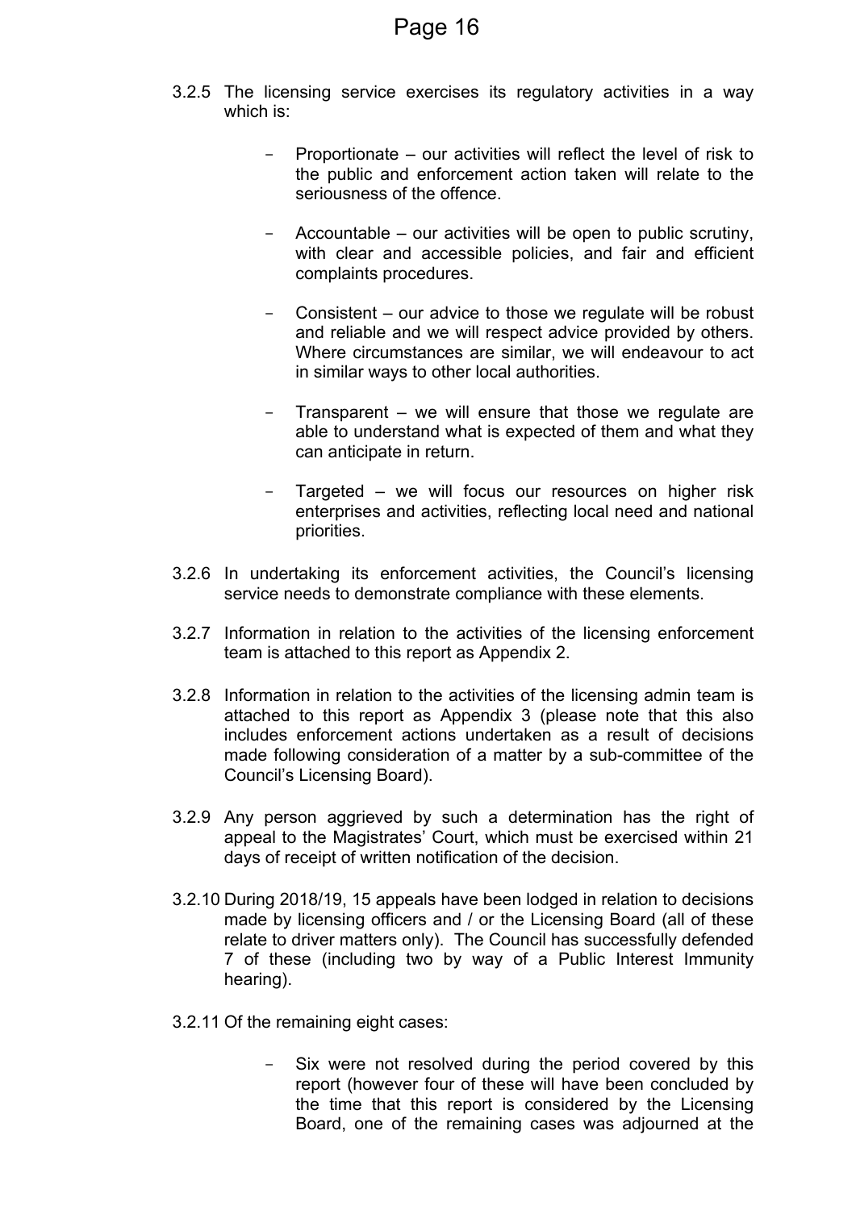3.2.5 The licensing service exercises its regulatory activities in a way which is:

- Proportionate – our activities will reflect the level of risk to the public and enforcement action taken will relate to the seriousness of the offence.

- Accountable – our activities will be open to public scrutiny, with clear and accessible policies, and fair and efficient complaints procedures.

- Consistent – our advice to those we regulate will be robust and reliable and we will respect advice provided by others. Where circumstances are similar, we will endeavour to act in similar ways to other local authorities.

- Transparent – we will ensure that those we regulate are able to understand what is expected of them and what they can anticipate in return.

- Targeted – we will focus our resources on higher risk enterprises and activities, reflecting local need and national priorities.

3.2.6 In undertaking its enforcement activities, the Council's licensing service needs to demonstrate compliance with these elements.

3.2.7 Information in relation to the activities of the licensing enforcement team is attached to this report as Appendix 2.

3.2.8 Information in relation to the activities of the licensing admin team is attached to this report as Appendix 3 (please note that this also includes enforcement actions undertaken as a result of decisions made following consideration of a matter by a sub-committee of the Council's Licensing Board).

3.2.9 Any person aggrieved by such a determination has the right of appeal to the Magistrates' Court, which must be exercised within 21 days of receipt of written notification of the decision.

3.2.10 During 2018/19, 15 appeals have been lodged in relation to decisions made by licensing officers and / or the Licensing Board (all of these relate to driver matters only). The Council has successfully defended 7 of these (including two by way of a Public Interest Immunity hearing).

3.2.11 Of the remaining eight cases:

- Six were not resolved during the period covered by this report (however four of these will have been concluded by the time that this report is considered by the Licensing Board, one of the remaining cases was adjourned at the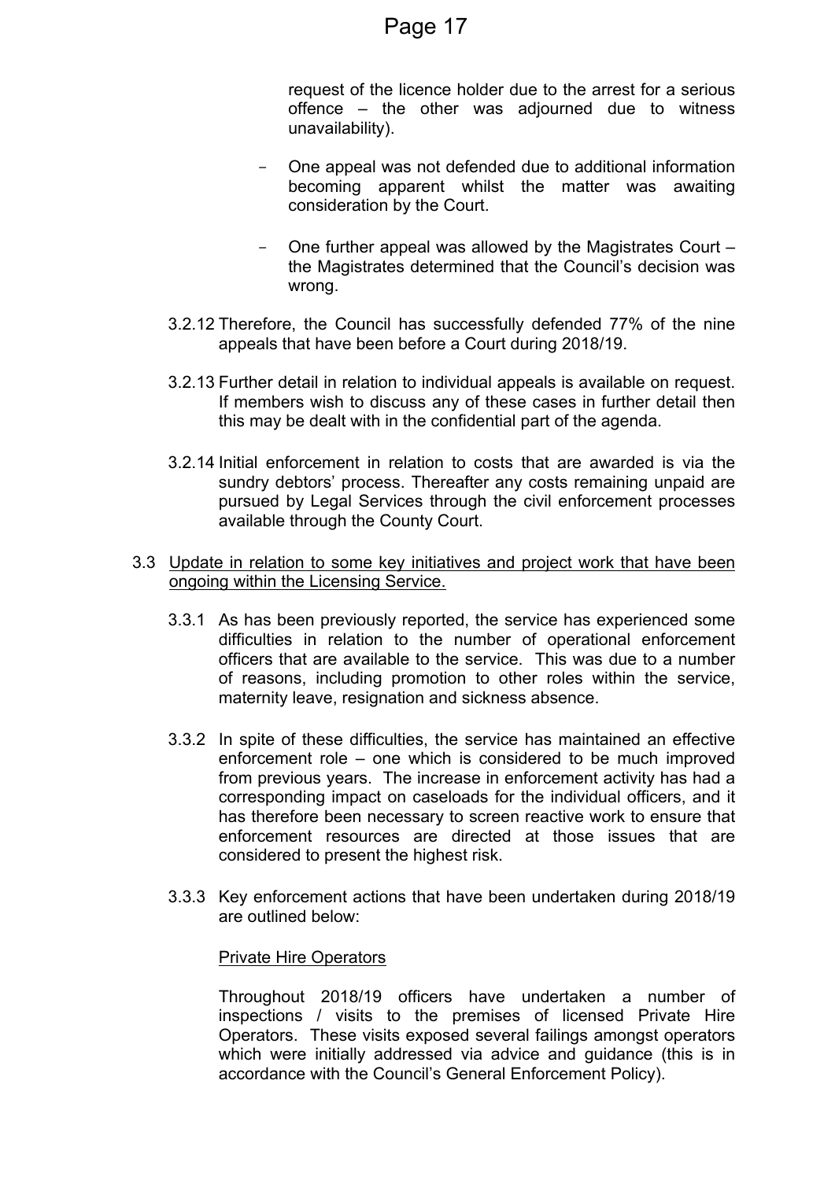request of the licence holder due to the arrest for a serious offence – the other was adjourned due to witness unavailability).

- One appeal was not defended due to additional information becoming apparent whilst the matter was awaiting consideration by the Court.

- One further appeal was allowed by the Magistrates Court – the Magistrates determined that the Council's decision was wrong.

3.2.12 Therefore, the Council has successfully defended 77% of the nine appeals that have been before a Court during 2018/19.

3.2.13 Further detail in relation to individual appeals is available on request. If members wish to discuss any of these cases in further detail then this may be dealt with in the confidential part of the agenda.

3.2.14 Initial enforcement in relation to costs that are awarded is via the sundry debtors' process. Thereafter any costs remaining unpaid are pursued by Legal Services through the civil enforcement processes available through the County Court.

3.3 Update in relation to some key initiatives and project work that have been ongoing within the Licensing Service.

3.3.1 As has been previously reported, the service has experienced some difficulties in relation to the number of operational enforcement officers that are available to the service. This was due to a number of reasons, including promotion to other roles within the service, maternity leave, resignation and sickness absence.

3.3.2 In spite of these difficulties, the service has maintained an effective enforcement role – one which is considered to be much improved from previous years. The increase in enforcement activity has had a corresponding impact on caseloads for the individual officers, and it has therefore been necessary to screen reactive work to ensure that enforcement resources are directed at those issues that are considered to present the highest risk.

3.3.3 Key enforcement actions that have been undertaken during 2018/19 are outlined below:

Private Hire Operators

Throughout 2018/19 officers have undertaken a number of inspections / visits to the premises of licensed Private Hire Operators. These visits exposed several failings amongst operators which were initially addressed via advice and guidance (this is in accordance with the Council's General Enforcement Policy).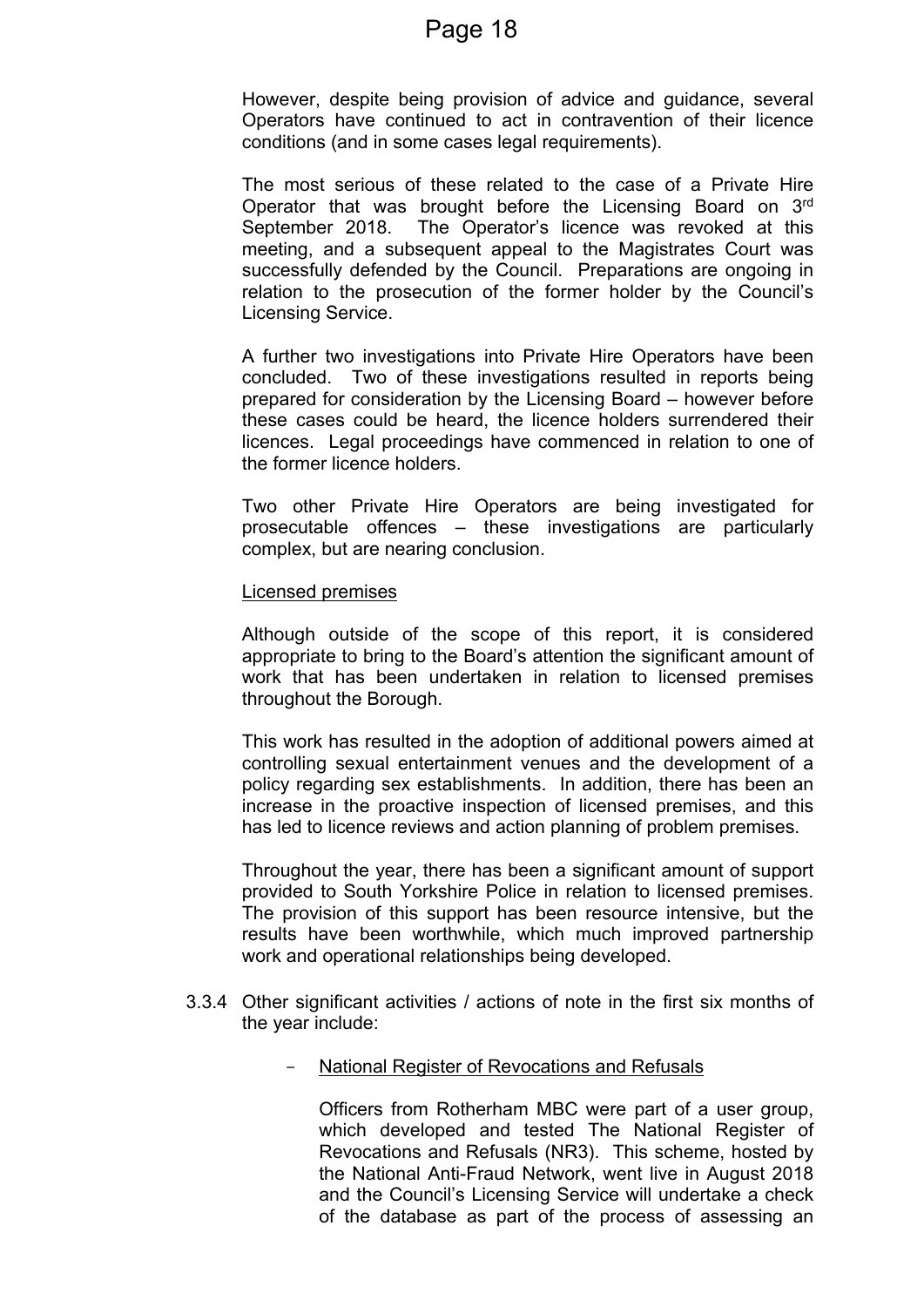However, despite being provision of advice and guidance, several Operators have continued to act in contravention of their licence conditions (and in some cases legal requirements).

The most serious of these related to the case of a Private Hire Operator that was brought before the Licensing Board on 3rd September 2018. The Operator's licence was revoked at this meeting, and a subsequent appeal to the Magistrates Court was successfully defended by the Council. Preparations are ongoing in relation to the prosecution of the former holder by the Council's Licensing Service.

A further two investigations into Private Hire Operators have been concluded. Two of these investigations resulted in reports being prepared for consideration by the Licensing Board – however before these cases could be heard, the licence holders surrendered their licences. Legal proceedings have commenced in relation to one of the former licence holders.

Two other Private Hire Operators are being investigated for prosecutable offences – these investigations are particularly complex, but are nearing conclusion.

<u>Licensed premises</u>

Although outside of the scope of this report, it is considered appropriate to bring to the Board's attention the significant amount of work that has been undertaken in relation to licensed premises throughout the Borough.

This work has resulted in the adoption of additional powers aimed at controlling sexual entertainment venues and the development of a policy regarding sex establishments. In addition, there has been an increase in the proactive inspection of licensed premises, and this has led to licence reviews and action planning of problem premises.

Throughout the year, there has been a significant amount of support provided to South Yorkshire Police in relation to licensed premises. The provision of this support has been resource intensive, but the results have been worthwhile, which much improved partnership work and operational relationships being developed.

3.3.4 Other significant activities / actions of note in the first six months of the year include:

- <u>National Register of Revocations and Refusals</u>

  Officers from Rotherham MBC were part of a user group, which developed and tested The National Register of Revocations and Refusals (NR3). This scheme, hosted by the National Anti-Fraud Network, went live in August 2018 and the Council's Licensing Service will undertake a check of the database as part of the process of assessing an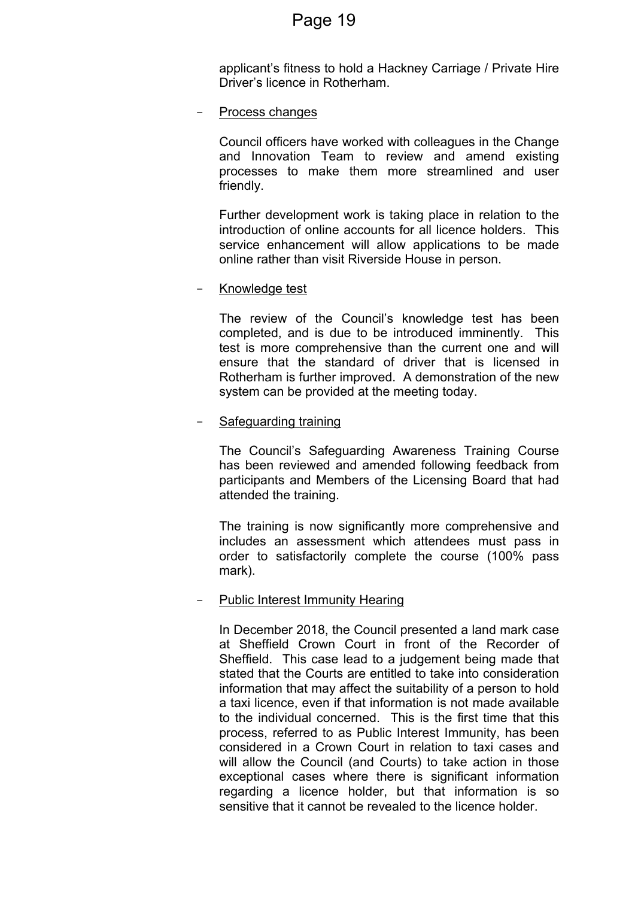applicant's fitness to hold a Hackney Carriage / Private Hire Driver's licence in Rotherham.

- Process changes

  Council officers have worked with colleagues in the Change and Innovation Team to review and amend existing processes to make them more streamlined and user friendly.

  Further development work is taking place in relation to the introduction of online accounts for all licence holders. This service enhancement will allow applications to be made online rather than visit Riverside House in person.

- Knowledge test

  The review of the Council's knowledge test has been completed, and is due to be introduced imminently. This test is more comprehensive than the current one and will ensure that the standard of driver that is licensed in Rotherham is further improved. A demonstration of the new system can be provided at the meeting today.

- Safeguarding training

  The Council's Safeguarding Awareness Training Course has been reviewed and amended following feedback from participants and Members of the Licensing Board that had attended the training.

  The training is now significantly more comprehensive and includes an assessment which attendees must pass in order to satisfactorily complete the course (100% pass mark).

- Public Interest Immunity Hearing

  In December 2018, the Council presented a land mark case at Sheffield Crown Court in front of the Recorder of Sheffield. This case lead to a judgement being made that stated that the Courts are entitled to take into consideration information that may affect the suitability of a person to hold a taxi licence, even if that information is not made available to the individual concerned. This is the first time that this process, referred to as Public Interest Immunity, has been considered in a Crown Court in relation to taxi cases and will allow the Council (and Courts) to take action in those exceptional cases where there is significant information regarding a licence holder, but that information is so sensitive that it cannot be revealed to the licence holder.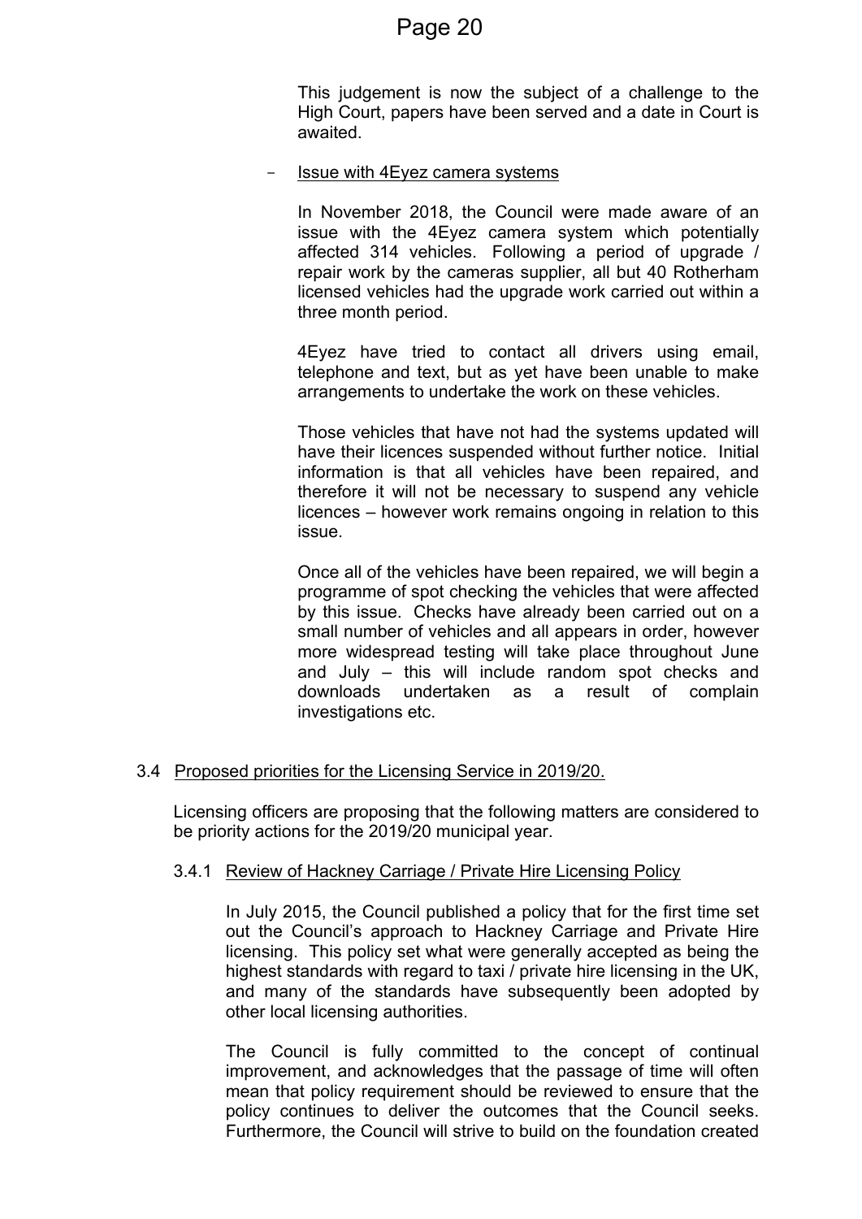This judgement is now the subject of a challenge to the High Court, papers have been served and a date in Court is awaited.

- Issue with 4Eyez camera systems

  In November 2018, the Council were made aware of an issue with the 4Eyez camera system which potentially affected 314 vehicles. Following a period of upgrade / repair work by the cameras supplier, all but 40 Rotherham licensed vehicles had the upgrade work carried out within a three month period.

  4Eyez have tried to contact all drivers using email, telephone and text, but as yet have been unable to make arrangements to undertake the work on these vehicles.

  Those vehicles that have not had the systems updated will have their licences suspended without further notice. Initial information is that all vehicles have been repaired, and therefore it will not be necessary to suspend any vehicle licences – however work remains ongoing in relation to this issue.

  Once all of the vehicles have been repaired, we will begin a programme of spot checking the vehicles that were affected by this issue. Checks have already been carried out on a small number of vehicles and all appears in order, however more widespread testing will take place throughout June and July – this will include random spot checks and downloads undertaken as a result of complain investigations etc.

### 3.4 Proposed priorities for the Licensing Service in 2019/20.

Licensing officers are proposing that the following matters are considered to be priority actions for the 2019/20 municipal year.

#### 3.4.1 Review of Hackney Carriage / Private Hire Licensing Policy

In July 2015, the Council published a policy that for the first time set out the Council's approach to Hackney Carriage and Private Hire licensing. This policy set what were generally accepted as being the highest standards with regard to taxi / private hire licensing in the UK, and many of the standards have subsequently been adopted by other local licensing authorities.

The Council is fully committed to the concept of continual improvement, and acknowledges that the passage of time will often mean that policy requirement should be reviewed to ensure that the policy continues to deliver the outcomes that the Council seeks. Furthermore, the Council will strive to build on the foundation created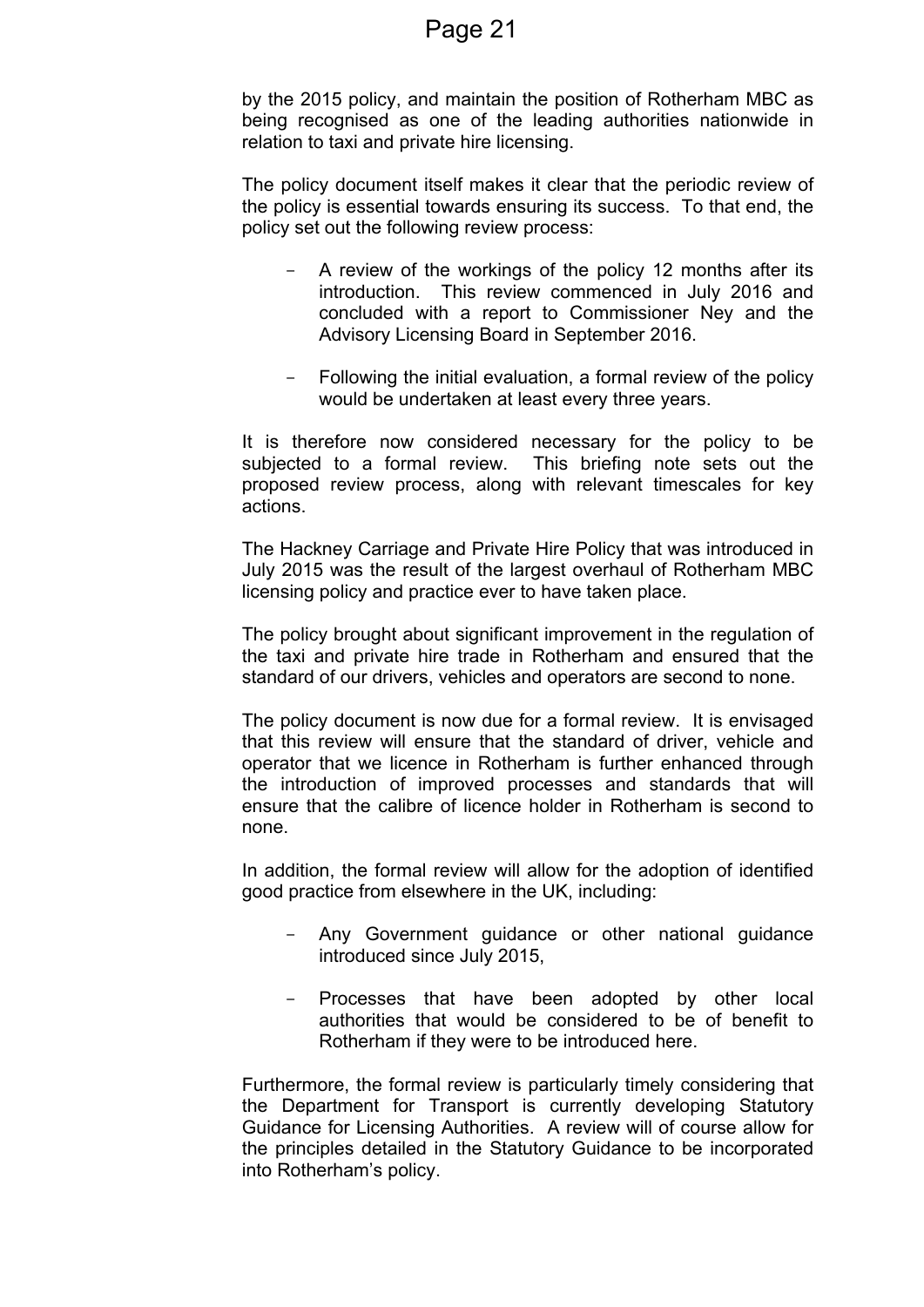by the 2015 policy, and maintain the position of Rotherham MBC as being recognised as one of the leading authorities nationwide in relation to taxi and private hire licensing.

The policy document itself makes it clear that the periodic review of the policy is essential towards ensuring its success. To that end, the policy set out the following review process:

- A review of the workings of the policy 12 months after its introduction. This review commenced in July 2016 and concluded with a report to Commissioner Ney and the Advisory Licensing Board in September 2016.

- Following the initial evaluation, a formal review of the policy would be undertaken at least every three years.

It is therefore now considered necessary for the policy to be subjected to a formal review. This briefing note sets out the proposed review process, along with relevant timescales for key actions.

The Hackney Carriage and Private Hire Policy that was introduced in July 2015 was the result of the largest overhaul of Rotherham MBC licensing policy and practice ever to have taken place.

The policy brought about significant improvement in the regulation of the taxi and private hire trade in Rotherham and ensured that the standard of our drivers, vehicles and operators are second to none.

The policy document is now due for a formal review. It is envisaged that this review will ensure that the standard of driver, vehicle and operator that we licence in Rotherham is further enhanced through the introduction of improved processes and standards that will ensure that the calibre of licence holder in Rotherham is second to none.

In addition, the formal review will allow for the adoption of identified good practice from elsewhere in the UK, including:

- Any Government guidance or other national guidance introduced since July 2015,

- Processes that have been adopted by other local authorities that would be considered to be of benefit to Rotherham if they were to be introduced here.

Furthermore, the formal review is particularly timely considering that the Department for Transport is currently developing Statutory Guidance for Licensing Authorities. A review will of course allow for the principles detailed in the Statutory Guidance to be incorporated into Rotherham's policy.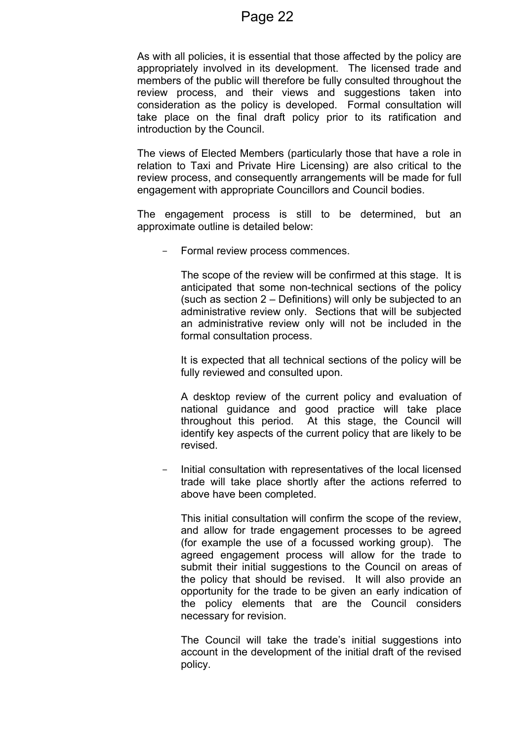As with all policies, it is essential that those affected by the policy are appropriately involved in its development. The licensed trade and members of the public will therefore be fully consulted throughout the review process, and their views and suggestions taken into consideration as the policy is developed. Formal consultation will take place on the final draft policy prior to its ratification and introduction by the Council.

The views of Elected Members (particularly those that have a role in relation to Taxi and Private Hire Licensing) are also critical to the review process, and consequently arrangements will be made for full engagement with appropriate Councillors and Council bodies.

The engagement process is still to be determined, but an approximate outline is detailed below:

- Formal review process commences.

  The scope of the review will be confirmed at this stage. It is anticipated that some non-technical sections of the policy (such as section 2 – Definitions) will only be subjected to an administrative review only. Sections that will be subjected an administrative review only will not be included in the formal consultation process.

  It is expected that all technical sections of the policy will be fully reviewed and consulted upon.

  A desktop review of the current policy and evaluation of national guidance and good practice will take place throughout this period. At this stage, the Council will identify key aspects of the current policy that are likely to be revised.

- Initial consultation with representatives of the local licensed trade will take place shortly after the actions referred to above have been completed.

  This initial consultation will confirm the scope of the review, and allow for trade engagement processes to be agreed (for example the use of a focussed working group). The agreed engagement process will allow for the trade to submit their initial suggestions to the Council on areas of the policy that should be revised. It will also provide an opportunity for the trade to be given an early indication of the policy elements that are the Council considers necessary for revision.

  The Council will take the trade's initial suggestions into account in the development of the initial draft of the revised policy.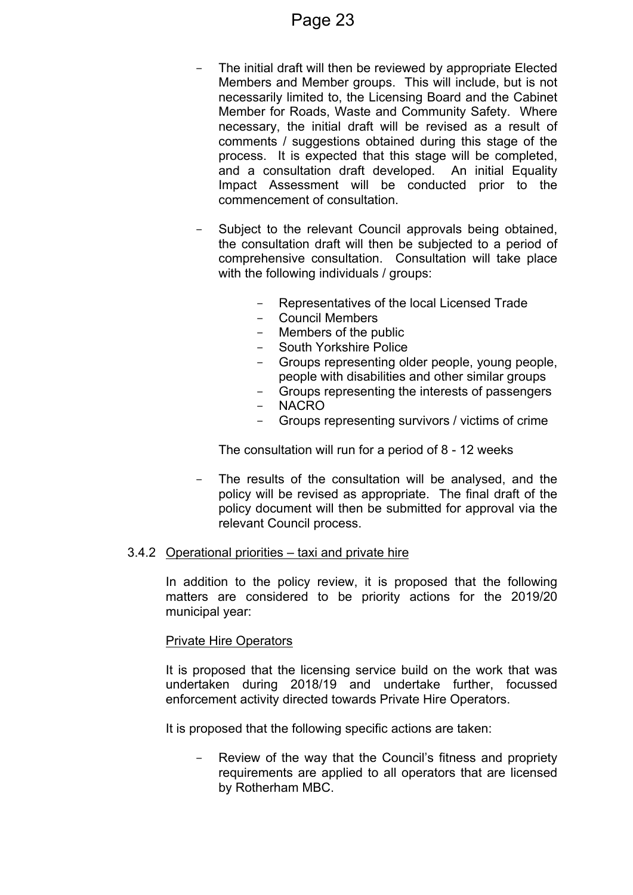- The initial draft will then be reviewed by appropriate Elected Members and Member groups. This will include, but is not necessarily limited to, the Licensing Board and the Cabinet Member for Roads, Waste and Community Safety. Where necessary, the initial draft will be revised as a result of comments / suggestions obtained during this stage of the process. It is expected that this stage will be completed, and a consultation draft developed. An initial Equality Impact Assessment will be conducted prior to the commencement of consultation.

- Subject to the relevant Council approvals being obtained, the consultation draft will then be subjected to a period of comprehensive consultation. Consultation will take place with the following individuals / groups:

    - Representatives of the local Licensed Trade
    - Council Members
    - Members of the public
    - South Yorkshire Police
    - Groups representing older people, young people, people with disabilities and other similar groups
    - Groups representing the interests of passengers
    - NACRO
    - Groups representing survivors / victims of crime

    The consultation will run for a period of 8 - 12 weeks

- The results of the consultation will be analysed, and the policy will be revised as appropriate. The final draft of the policy document will then be submitted for approval via the relevant Council process.

### 3.4.2 Operational priorities – taxi and private hire

In addition to the policy review, it is proposed that the following matters are considered to be priority actions for the 2019/20 municipal year:

#### Private Hire Operators

It is proposed that the licensing service build on the work that was undertaken during 2018/19 and undertake further, focussed enforcement activity directed towards Private Hire Operators.

It is proposed that the following specific actions are taken:

- Review of the way that the Council's fitness and propriety requirements are applied to all operators that are licensed by Rotherham MBC.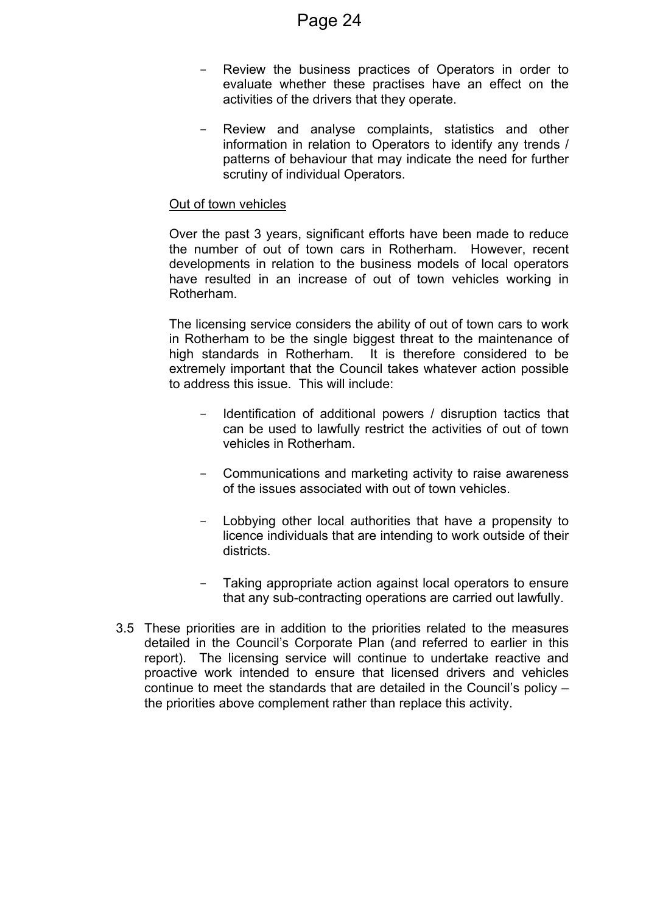- Review the business practices of Operators in order to evaluate whether these practises have an effect on the activities of the drivers that they operate.

- Review and analyse complaints, statistics and other information in relation to Operators to identify any trends / patterns of behaviour that may indicate the need for further scrutiny of individual Operators.

<u>Out of town vehicles</u>

Over the past 3 years, significant efforts have been made to reduce the number of out of town cars in Rotherham. However, recent developments in relation to the business models of local operators have resulted in an increase of out of town vehicles working in Rotherham.

The licensing service considers the ability of out of town cars to work in Rotherham to be the single biggest threat to the maintenance of high standards in Rotherham. It is therefore considered to be extremely important that the Council takes whatever action possible to address this issue. This will include:

- Identification of additional powers / disruption tactics that can be used to lawfully restrict the activities of out of town vehicles in Rotherham.

- Communications and marketing activity to raise awareness of the issues associated with out of town vehicles.

- Lobbying other local authorities that have a propensity to licence individuals that are intending to work outside of their districts.

- Taking appropriate action against local operators to ensure that any sub-contracting operations are carried out lawfully.

3.5 These priorities are in addition to the priorities related to the measures detailed in the Council's Corporate Plan (and referred to earlier in this report). The licensing service will continue to undertake reactive and proactive work intended to ensure that licensed drivers and vehicles continue to meet the standards that are detailed in the Council's policy – the priorities above complement rather than replace this activity.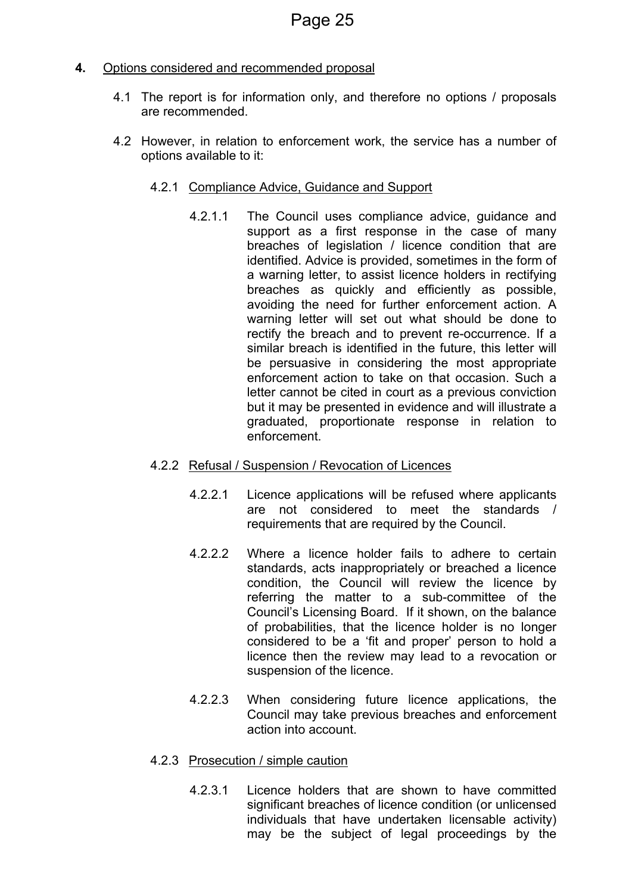## 4. Options considered and recommended proposal

4.1 The report is for information only, and therefore no options / proposals are recommended.

4.2 However, in relation to enforcement work, the service has a number of options available to it:

### 4.2.1 Compliance Advice, Guidance and Support

4.2.1.1 The Council uses compliance advice, guidance and support as a first response in the case of many breaches of legislation / licence condition that are identified. Advice is provided, sometimes in the form of a warning letter, to assist licence holders in rectifying breaches as quickly and efficiently as possible, avoiding the need for further enforcement action. A warning letter will set out what should be done to rectify the breach and to prevent re-occurrence. If a similar breach is identified in the future, this letter will be persuasive in considering the most appropriate enforcement action to take on that occasion. Such a letter cannot be cited in court as a previous conviction but it may be presented in evidence and will illustrate a graduated, proportionate response in relation to enforcement.

### 4.2.2 Refusal / Suspension / Revocation of Licences

4.2.2.1 Licence applications will be refused where applicants are not considered to meet the standards / requirements that are required by the Council.

4.2.2.2 Where a licence holder fails to adhere to certain standards, acts inappropriately or breached a licence condition, the Council will review the licence by referring the matter to a sub-committee of the Council's Licensing Board. If it shown, on the balance of probabilities, that the licence holder is no longer considered to be a 'fit and proper' person to hold a licence then the review may lead to a revocation or suspension of the licence.

4.2.2.3 When considering future licence applications, the Council may take previous breaches and enforcement action into account.

### 4.2.3 Prosecution / simple caution

4.2.3.1 Licence holders that are shown to have committed significant breaches of licence condition (or unlicensed individuals that have undertaken licensable activity) may be the subject of legal proceedings by the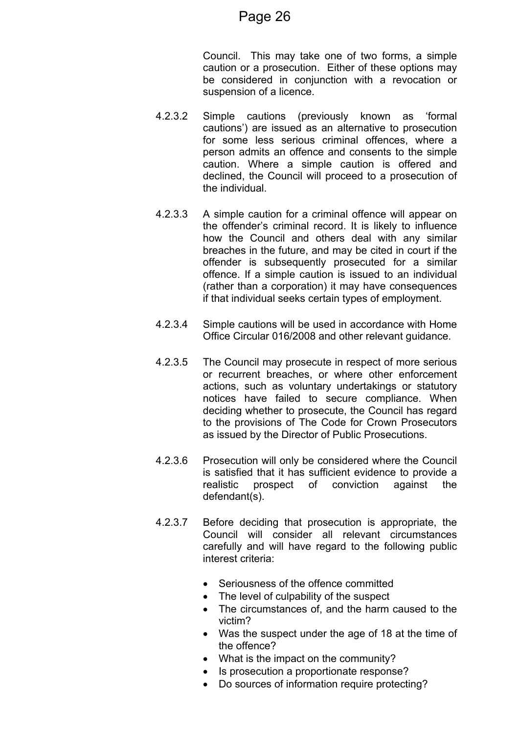Council. This may take one of two forms, a simple caution or a prosecution. Either of these options may be considered in conjunction with a revocation or suspension of a licence.

4.2.3.2 Simple cautions (previously known as 'formal cautions') are issued as an alternative to prosecution for some less serious criminal offences, where a person admits an offence and consents to the simple caution. Where a simple caution is offered and declined, the Council will proceed to a prosecution of the individual.

4.2.3.3 A simple caution for a criminal offence will appear on the offender's criminal record. It is likely to influence how the Council and others deal with any similar breaches in the future, and may be cited in court if the offender is subsequently prosecuted for a similar offence. If a simple caution is issued to an individual (rather than a corporation) it may have consequences if that individual seeks certain types of employment.

4.2.3.4 Simple cautions will be used in accordance with Home Office Circular 016/2008 and other relevant guidance.

4.2.3.5 The Council may prosecute in respect of more serious or recurrent breaches, or where other enforcement actions, such as voluntary undertakings or statutory notices have failed to secure compliance. When deciding whether to prosecute, the Council has regard to the provisions of The Code for Crown Prosecutors as issued by the Director of Public Prosecutions.

4.2.3.6 Prosecution will only be considered where the Council is satisfied that it has sufficient evidence to provide a realistic prospect of conviction against the defendant(s).

4.2.3.7 Before deciding that prosecution is appropriate, the Council will consider all relevant circumstances carefully and will have regard to the following public interest criteria:

- Seriousness of the offence committed
- The level of culpability of the suspect
- The circumstances of, and the harm caused to the victim?
- Was the suspect under the age of 18 at the time of the offence?
- What is the impact on the community?
- Is prosecution a proportionate response?
- Do sources of information require protecting?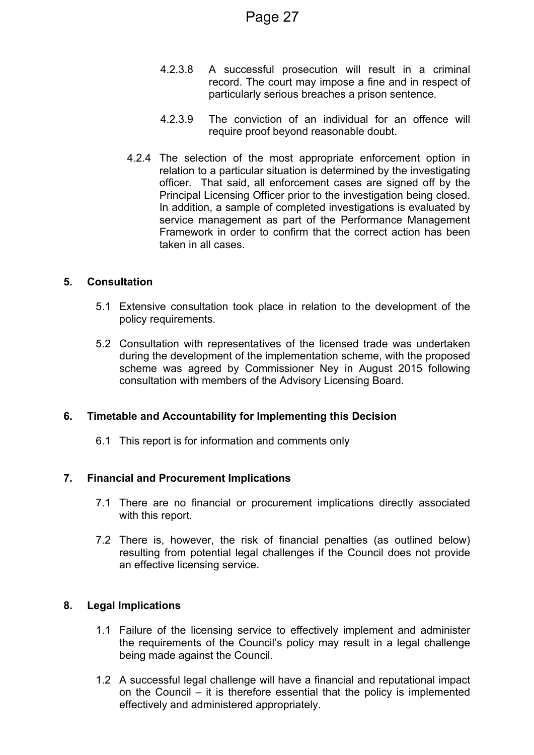4.2.3.8 A successful prosecution will result in a criminal record. The court may impose a fine and in respect of particularly serious breaches a prison sentence.

4.2.3.9 The conviction of an individual for an offence will require proof beyond reasonable doubt.

4.2.4 The selection of the most appropriate enforcement option in relation to a particular situation is determined by the investigating officer. That said, all enforcement cases are signed off by the Principal Licensing Officer prior to the investigation being closed. In addition, a sample of completed investigations is evaluated by service management as part of the Performance Management Framework in order to confirm that the correct action has been taken in all cases.

## 5. Consultation

5.1 Extensive consultation took place in relation to the development of the policy requirements.

5.2 Consultation with representatives of the licensed trade was undertaken during the development of the implementation scheme, with the proposed scheme was agreed by Commissioner Ney in August 2015 following consultation with members of the Advisory Licensing Board.

## 6. Timetable and Accountability for Implementing this Decision

6.1 This report is for information and comments only

## 7. Financial and Procurement Implications

7.1 There are no financial or procurement implications directly associated with this report.

7.2 There is, however, the risk of financial penalties (as outlined below) resulting from potential legal challenges if the Council does not provide an effective licensing service.

## 8. Legal Implications

1.1 Failure of the licensing service to effectively implement and administer the requirements of the Council's policy may result in a legal challenge being made against the Council.

1.2 A successful legal challenge will have a financial and reputational impact on the Council – it is therefore essential that the policy is implemented effectively and administered appropriately.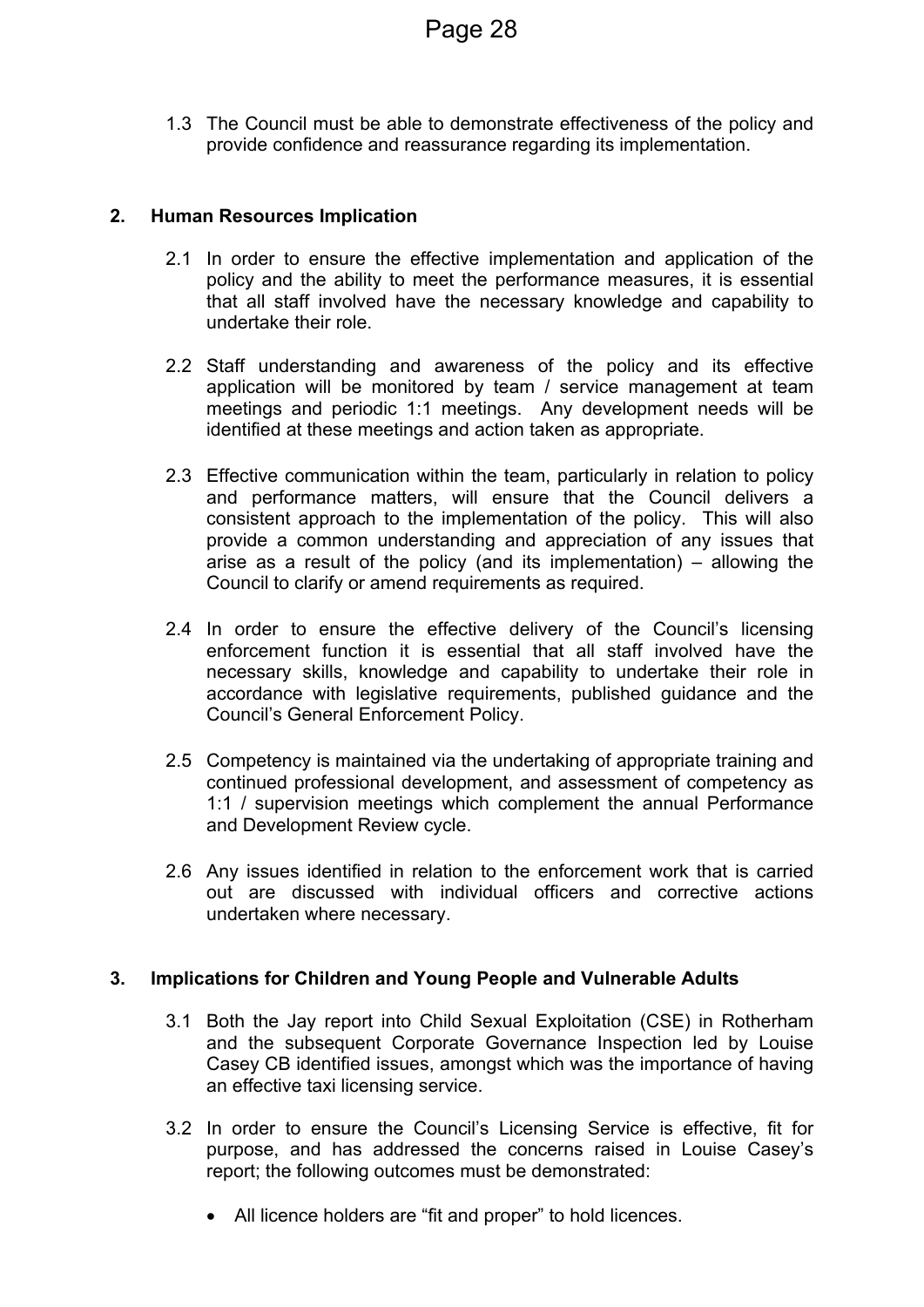1.3 The Council must be able to demonstrate effectiveness of the policy and provide confidence and reassurance regarding its implementation.

## 2. Human Resources Implication

2.1 In order to ensure the effective implementation and application of the policy and the ability to meet the performance measures, it is essential that all staff involved have the necessary knowledge and capability to undertake their role.

2.2 Staff understanding and awareness of the policy and its effective application will be monitored by team / service management at team meetings and periodic 1:1 meetings. Any development needs will be identified at these meetings and action taken as appropriate.

2.3 Effective communication within the team, particularly in relation to policy and performance matters, will ensure that the Council delivers a consistent approach to the implementation of the policy. This will also provide a common understanding and appreciation of any issues that arise as a result of the policy (and its implementation) – allowing the Council to clarify or amend requirements as required.

2.4 In order to ensure the effective delivery of the Council's licensing enforcement function it is essential that all staff involved have the necessary skills, knowledge and capability to undertake their role in accordance with legislative requirements, published guidance and the Council's General Enforcement Policy.

2.5 Competency is maintained via the undertaking of appropriate training and continued professional development, and assessment of competency as 1:1 / supervision meetings which complement the annual Performance and Development Review cycle.

2.6 Any issues identified in relation to the enforcement work that is carried out are discussed with individual officers and corrective actions undertaken where necessary.

## 3. Implications for Children and Young People and Vulnerable Adults

3.1 Both the Jay report into Child Sexual Exploitation (CSE) in Rotherham and the subsequent Corporate Governance Inspection led by Louise Casey CB identified issues, amongst which was the importance of having an effective taxi licensing service.

3.2 In order to ensure the Council's Licensing Service is effective, fit for purpose, and has addressed the concerns raised in Louise Casey's report; the following outcomes must be demonstrated:

- All licence holders are "fit and proper" to hold licences.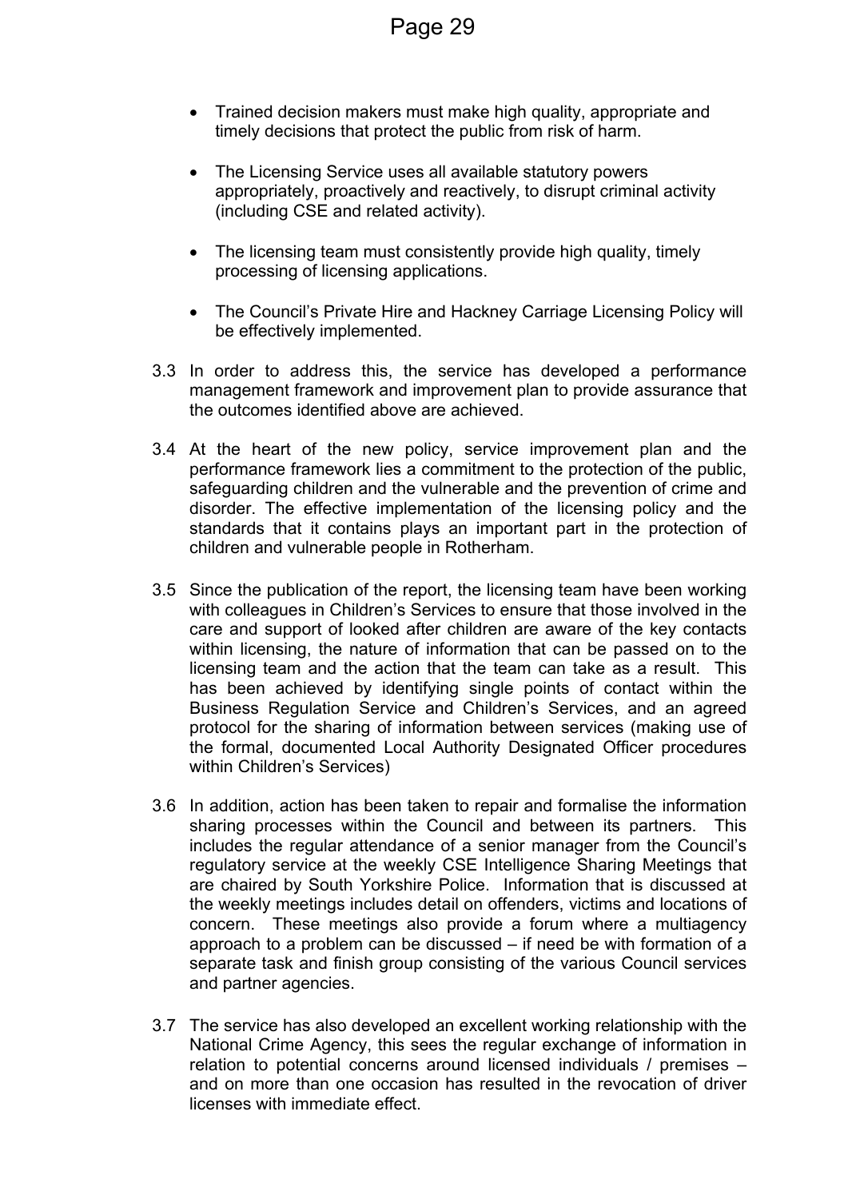- Trained decision makers must make high quality, appropriate and timely decisions that protect the public from risk of harm.

- The Licensing Service uses all available statutory powers appropriately, proactively and reactively, to disrupt criminal activity (including CSE and related activity).

- The licensing team must consistently provide high quality, timely processing of licensing applications.

- The Council's Private Hire and Hackney Carriage Licensing Policy will be effectively implemented.

3.3 In order to address this, the service has developed a performance management framework and improvement plan to provide assurance that the outcomes identified above are achieved.

3.4 At the heart of the new policy, service improvement plan and the performance framework lies a commitment to the protection of the public, safeguarding children and the vulnerable and the prevention of crime and disorder. The effective implementation of the licensing policy and the standards that it contains plays an important part in the protection of children and vulnerable people in Rotherham.

3.5 Since the publication of the report, the licensing team have been working with colleagues in Children's Services to ensure that those involved in the care and support of looked after children are aware of the key contacts within licensing, the nature of information that can be passed on to the licensing team and the action that the team can take as a result. This has been achieved by identifying single points of contact within the Business Regulation Service and Children's Services, and an agreed protocol for the sharing of information between services (making use of the formal, documented Local Authority Designated Officer procedures within Children's Services)

3.6 In addition, action has been taken to repair and formalise the information sharing processes within the Council and between its partners. This includes the regular attendance of a senior manager from the Council's regulatory service at the weekly CSE Intelligence Sharing Meetings that are chaired by South Yorkshire Police. Information that is discussed at the weekly meetings includes detail on offenders, victims and locations of concern. These meetings also provide a forum where a multiagency approach to a problem can be discussed – if need be with formation of a separate task and finish group consisting of the various Council services and partner agencies.

3.7 The service has also developed an excellent working relationship with the National Crime Agency, this sees the regular exchange of information in relation to potential concerns around licensed individuals / premises – and on more than one occasion has resulted in the revocation of driver licenses with immediate effect.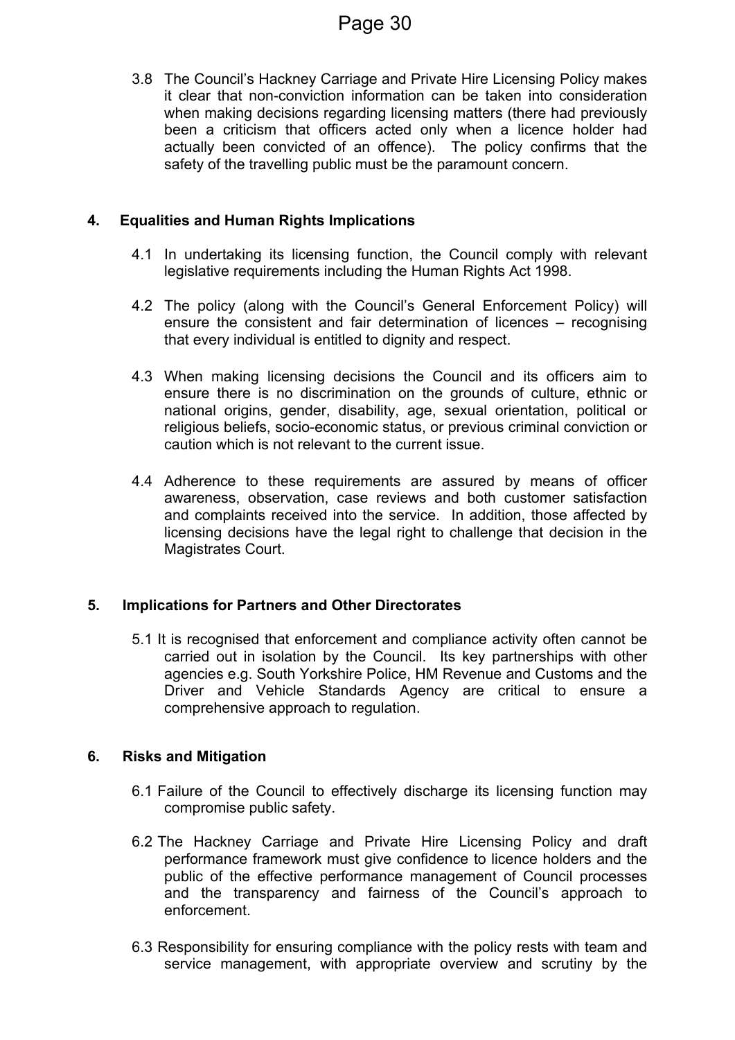3.8 The Council's Hackney Carriage and Private Hire Licensing Policy makes it clear that non-conviction information can be taken into consideration when making decisions regarding licensing matters (there had previously been a criticism that officers acted only when a licence holder had actually been convicted of an offence). The policy confirms that the safety of the travelling public must be the paramount concern.

## 4. Equalities and Human Rights Implications

4.1 In undertaking its licensing function, the Council comply with relevant legislative requirements including the Human Rights Act 1998.

4.2 The policy (along with the Council's General Enforcement Policy) will ensure the consistent and fair determination of licences – recognising that every individual is entitled to dignity and respect.

4.3 When making licensing decisions the Council and its officers aim to ensure there is no discrimination on the grounds of culture, ethnic or national origins, gender, disability, age, sexual orientation, political or religious beliefs, socio-economic status, or previous criminal conviction or caution which is not relevant to the current issue.

4.4 Adherence to these requirements are assured by means of officer awareness, observation, case reviews and both customer satisfaction and complaints received into the service. In addition, those affected by licensing decisions have the legal right to challenge that decision in the Magistrates Court.

## 5. Implications for Partners and Other Directorates

5.1 It is recognised that enforcement and compliance activity often cannot be carried out in isolation by the Council. Its key partnerships with other agencies e.g. South Yorkshire Police, HM Revenue and Customs and the Driver and Vehicle Standards Agency are critical to ensure a comprehensive approach to regulation.

## 6. Risks and Mitigation

6.1 Failure of the Council to effectively discharge its licensing function may compromise public safety.

6.2 The Hackney Carriage and Private Hire Licensing Policy and draft performance framework must give confidence to licence holders and the public of the effective performance management of Council processes and the transparency and fairness of the Council's approach to enforcement.

6.3 Responsibility for ensuring compliance with the policy rests with team and service management, with appropriate overview and scrutiny by the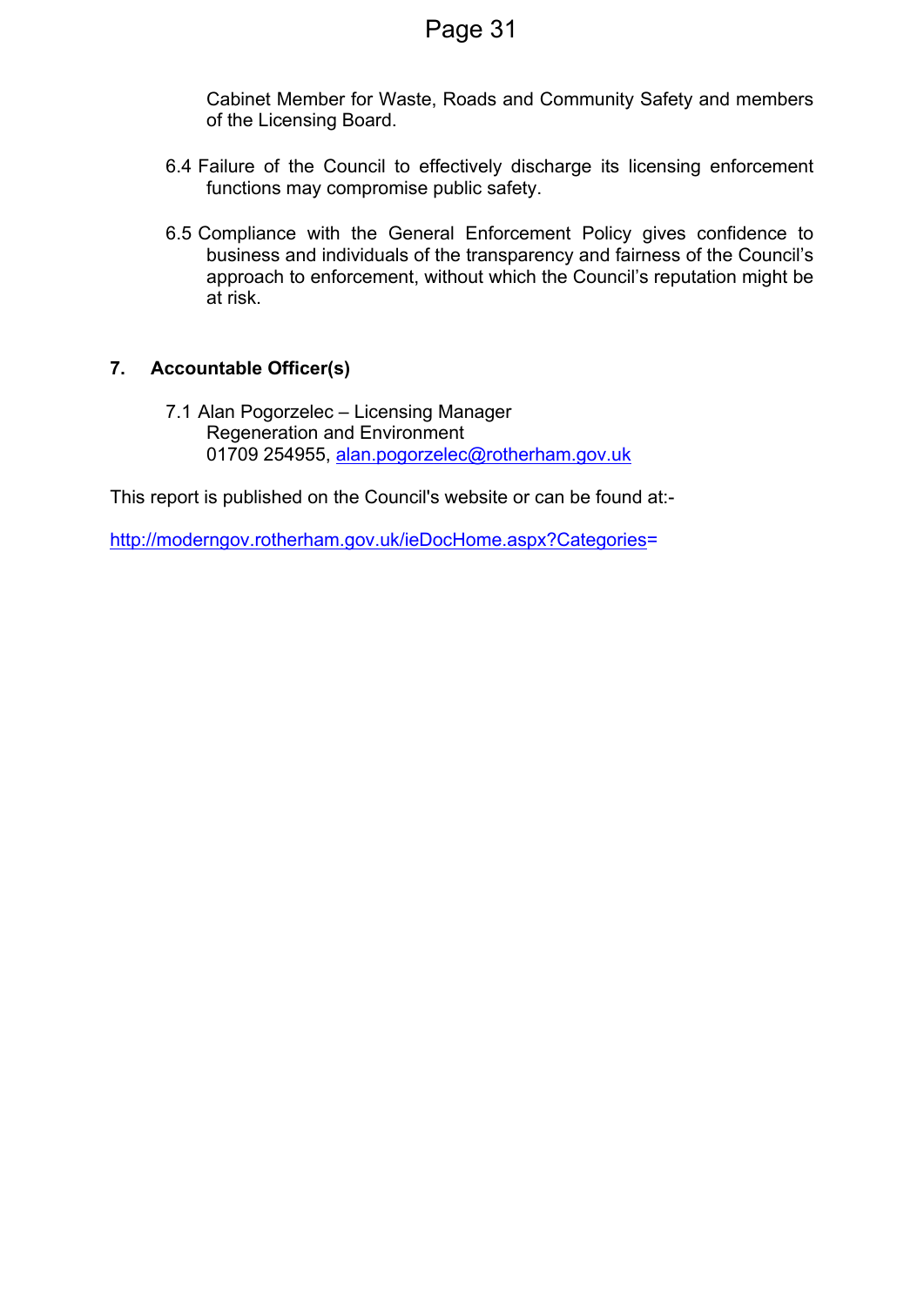Cabinet Member for Waste, Roads and Community Safety and members of the Licensing Board.

6.4 Failure of the Council to effectively discharge its licensing enforcement functions may compromise public safety.

6.5 Compliance with the General Enforcement Policy gives confidence to business and individuals of the transparency and fairness of the Council's approach to enforcement, without which the Council's reputation might be at risk.

## 7. Accountable Officer(s)

7.1 Alan Pogorzelec – Licensing Manager
Regeneration and Environment
01709 254955, alan.pogorzelec@rotherham.gov.uk

This report is published on the Council's website or can be found at:-

http://moderngov.rotherham.gov.uk/ieDocHome.aspx?Categories=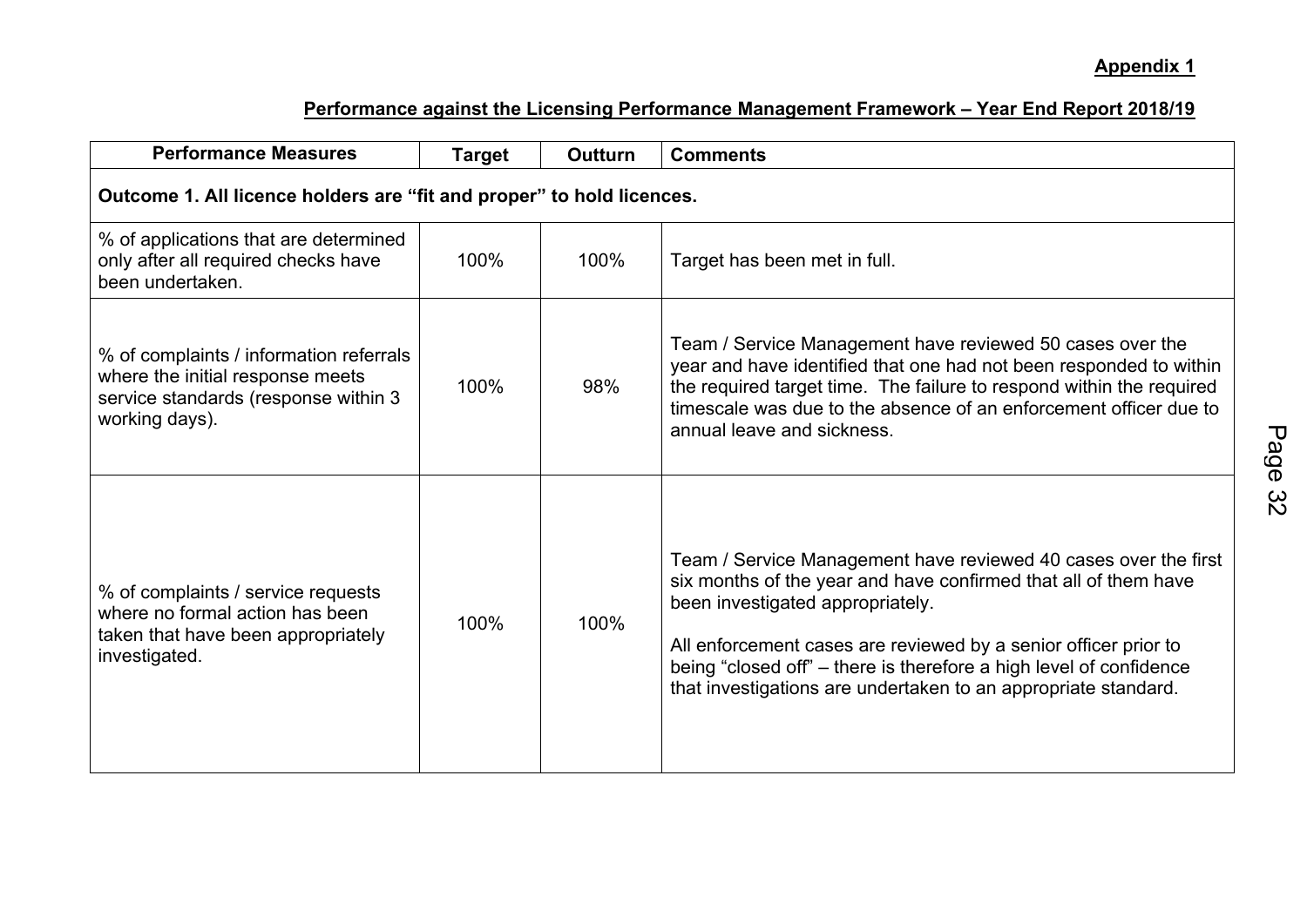**Appendix 1**

**Performance against the Licensing Performance Management Framework – Year End Report 2018/19**

| Performance Measures | Target | Outturn | Comments |
|---|---|---|---|
| **Outcome 1. All licence holders are "fit and proper" to hold licences.** | | | |
| % of applications that are determined only after all required checks have been undertaken. | 100% | 100% | Target has been met in full. |
| % of complaints / information referrals where the initial response meets service standards (response within 3 working days). | 100% | 98% | Team / Service Management have reviewed 50 cases over the year and have identified that one had not been responded to within the required target time. The failure to respond within the required timescale was due to the absence of an enforcement officer due to annual leave and sickness. |
| % of complaints / service requests where no formal action has been taken that have been appropriately investigated. | 100% | 100% | Team / Service Management have reviewed 40 cases over the first six months of the year and have confirmed that all of them have been investigated appropriately.<br><br>All enforcement cases are reviewed by a senior officer prior to being "closed off" – there is therefore a high level of confidence that investigations are undertaken to an appropriate standard. |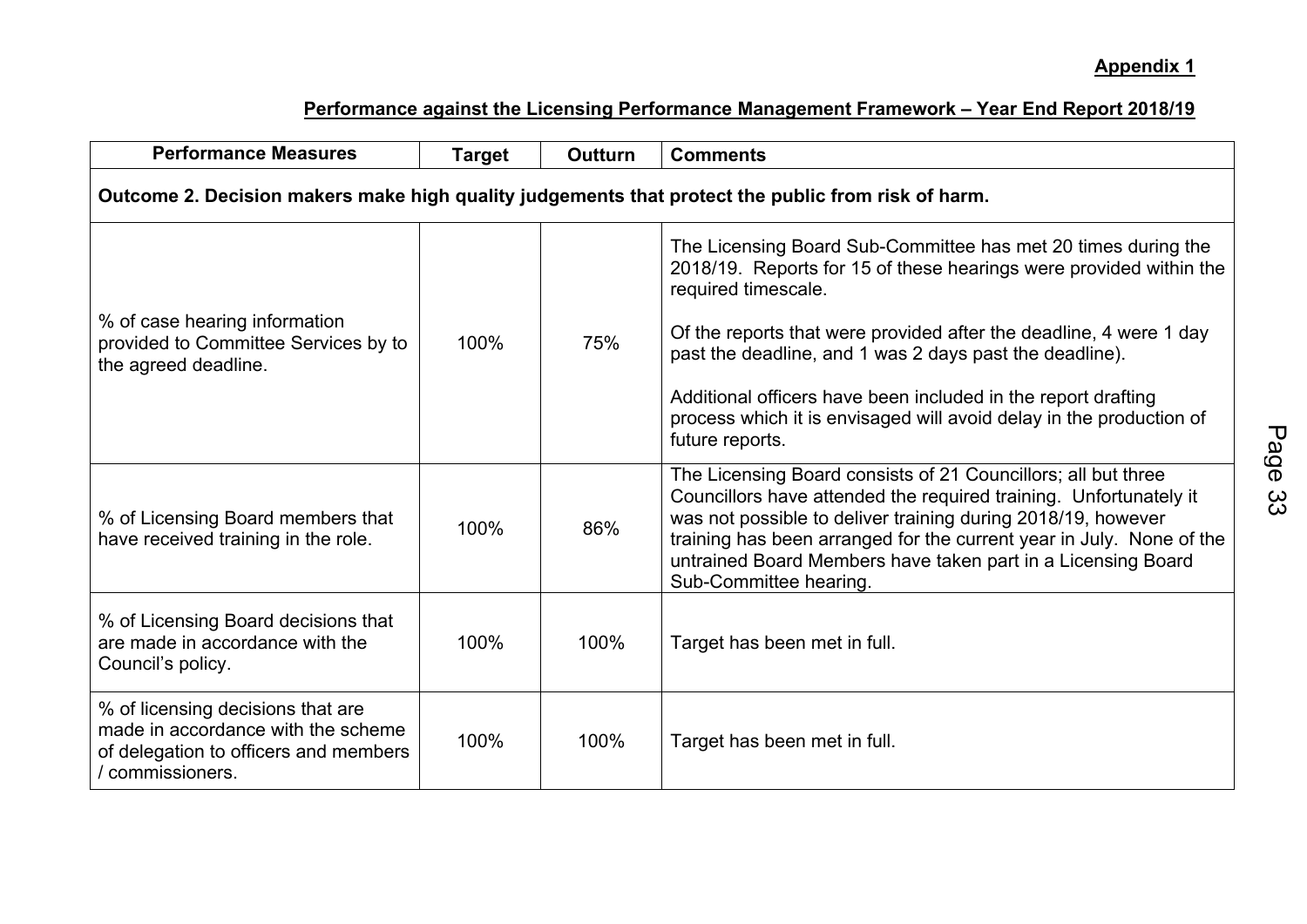**Appendix 1**

**Performance against the Licensing Performance Management Framework – Year End Report 2018/19**

| Performance Measures | Target | Outturn | Comments |
|---|---|---|---|
| **Outcome 2. Decision makers make high quality judgements that protect the public from risk of harm.** | | | |
| % of case hearing information provided to Committee Services by to the agreed deadline. | 100% | 75% | The Licensing Board Sub-Committee has met 20 times during the 2018/19. Reports for 15 of these hearings were provided within the required timescale.<br><br>Of the reports that were provided after the deadline, 4 were 1 day past the deadline, and 1 was 2 days past the deadline).<br><br>Additional officers have been included in the report drafting process which it is envisaged will avoid delay in the production of future reports. |
| % of Licensing Board members that have received training in the role. | 100% | 86% | The Licensing Board consists of 21 Councillors; all but three Councillors have attended the required training. Unfortunately it was not possible to deliver training during 2018/19, however training has been arranged for the current year in July. None of the untrained Board Members have taken part in a Licensing Board Sub-Committee hearing. |
| % of Licensing Board decisions that are made in accordance with the Council's policy. | 100% | 100% | Target has been met in full. |
| % of licensing decisions that are made in accordance with the scheme of delegation to officers and members / commissioners. | 100% | 100% | Target has been met in full. |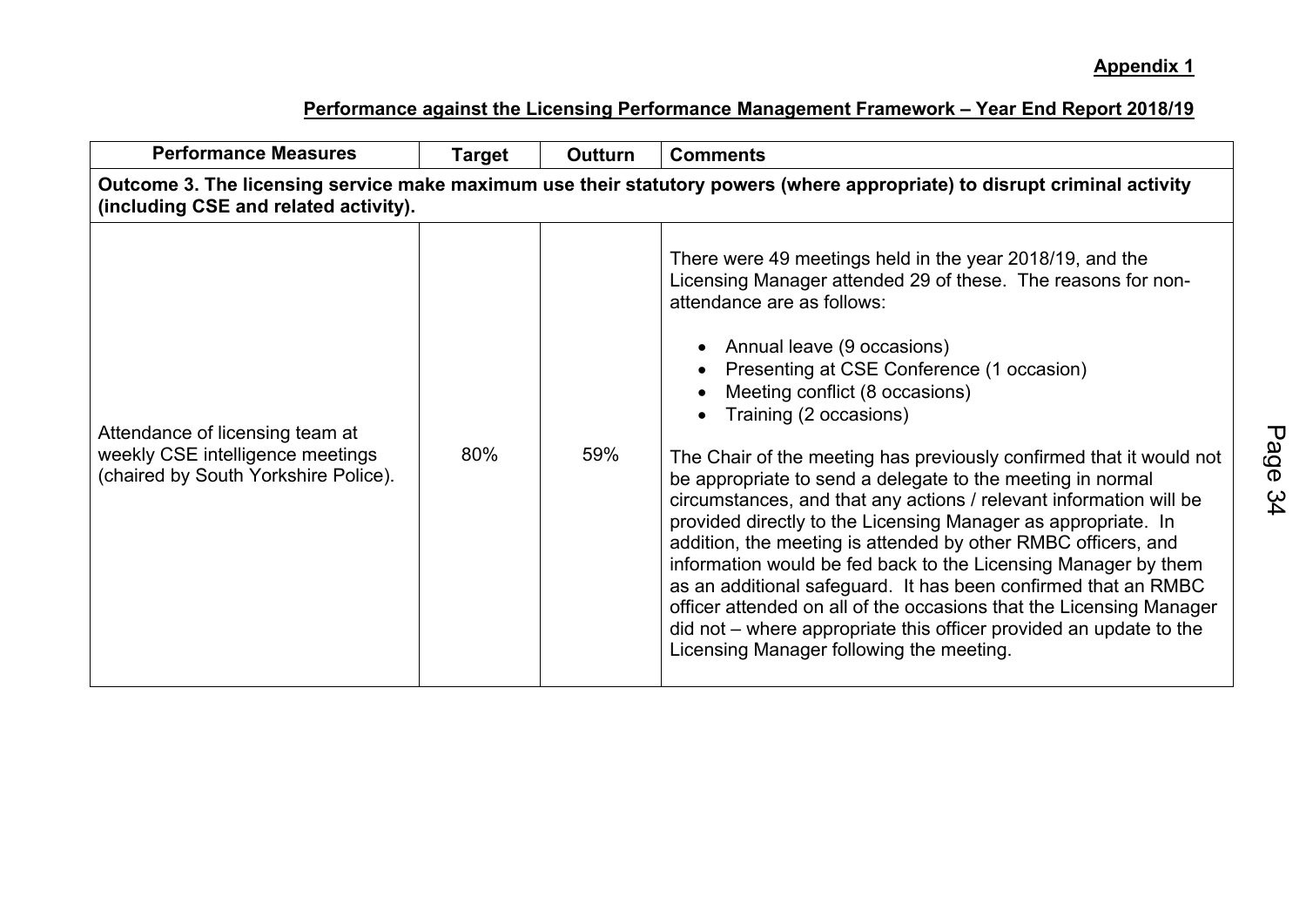**Appendix 1**

**Performance against the Licensing Performance Management Framework – Year End Report 2018/19**

| Performance Measures | Target | Outturn | Comments |
|---|---|---|---|
| **Outcome 3. The licensing service make maximum use their statutory powers (where appropriate) to disrupt criminal activity (including CSE and related activity).** | | | |
| Attendance of licensing team at weekly CSE intelligence meetings (chaired by South Yorkshire Police). | 80% | 59% | There were 49 meetings held in the year 2018/19, and the Licensing Manager attended 29 of these. The reasons for non-attendance are as follows:<br><br>• Annual leave (9 occasions)<br>• Presenting at CSE Conference (1 occasion)<br>• Meeting conflict (8 occasions)<br>• Training (2 occasions)<br><br>The Chair of the meeting has previously confirmed that it would not be appropriate to send a delegate to the meeting in normal circumstances, and that any actions / relevant information will be provided directly to the Licensing Manager as appropriate. In addition, the meeting is attended by other RMBC officers, and information would be fed back to the Licensing Manager by them as an additional safeguard. It has been confirmed that an RMBC officer attended on all of the occasions that the Licensing Manager did not – where appropriate this officer provided an update to the Licensing Manager following the meeting. |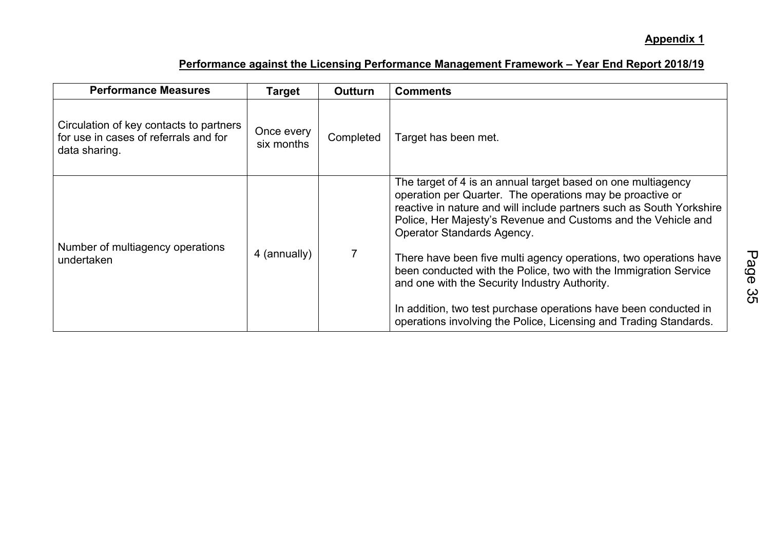**Appendix 1**

**Performance against the Licensing Performance Management Framework – Year End Report 2018/19**

| Performance Measures | Target | Outturn | Comments |
|---|---|---|---|
| Circulation of key contacts to partners for use in cases of referrals and for data sharing. | Once every six months | Completed | Target has been met. |
| Number of multiagency operations undertaken | 4 (annually) | 7 | The target of 4 is an annual target based on one multiagency operation per Quarter. The operations may be proactive or reactive in nature and will include partners such as South Yorkshire Police, Her Majesty's Revenue and Customs and the Vehicle and Operator Standards Agency.<br><br>There have been five multi agency operations, two operations have been conducted with the Police, two with the Immigration Service and one with the Security Industry Authority.<br><br>In addition, two test purchase operations have been conducted in operations involving the Police, Licensing and Trading Standards. |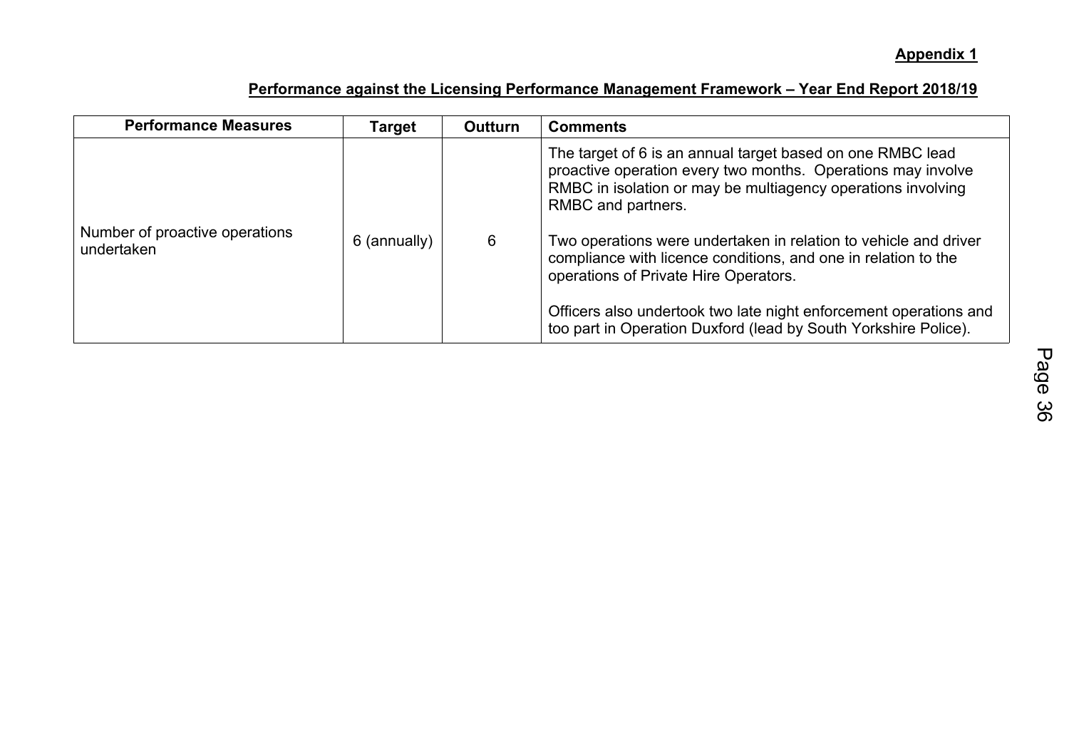**Appendix 1**

**Performance against the Licensing Performance Management Framework – Year End Report 2018/19**

| Performance Measures | Target | Outturn | Comments |
|---|---|---|---|
| Number of proactive operations undertaken | 6 (annually) | 6 | The target of 6 is an annual target based on one RMBC lead proactive operation every two months. Operations may involve RMBC in isolation or may be multiagency operations involving RMBC and partners.<br><br>Two operations were undertaken in relation to vehicle and driver compliance with licence conditions, and one in relation to the operations of Private Hire Operators.<br><br>Officers also undertook two late night enforcement operations and too part in Operation Duxford (lead by South Yorkshire Police). |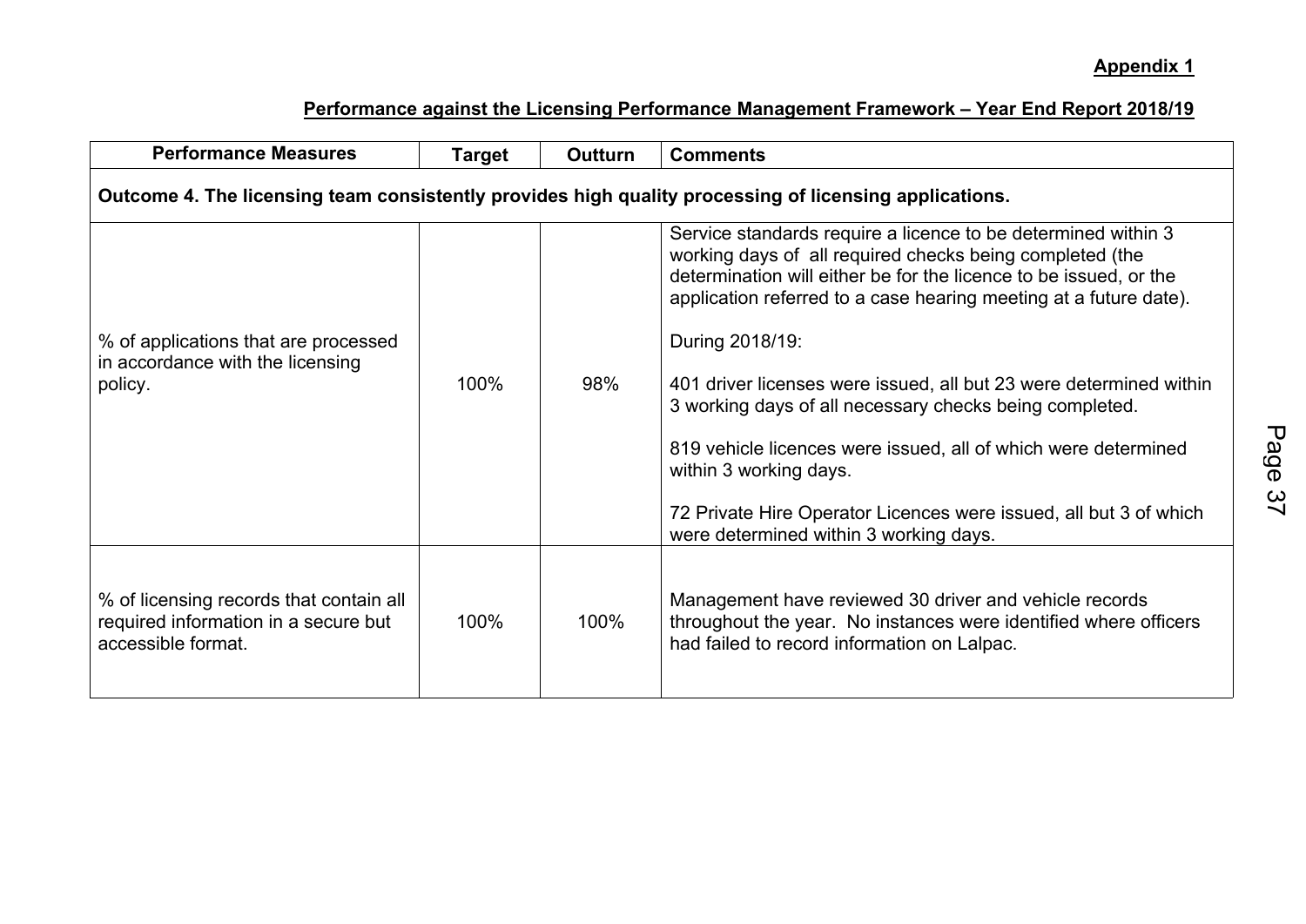**Appendix 1**

**Performance against the Licensing Performance Management Framework – Year End Report 2018/19**

| Performance Measures | Target | Outturn | Comments |
|---|---|---|---|
| **Outcome 4. The licensing team consistently provides high quality processing of licensing applications.** | | | |
| % of applications that are processed in accordance with the licensing policy. | 100% | 98% | Service standards require a licence to be determined within 3 working days of all required checks being completed (the determination will either be for the licence to be issued, or the application referred to a case hearing meeting at a future date).<br><br>During 2018/19:<br><br>401 driver licenses were issued, all but 23 were determined within 3 working days of all necessary checks being completed.<br><br>819 vehicle licences were issued, all of which were determined within 3 working days.<br><br>72 Private Hire Operator Licences were issued, all but 3 of which were determined within 3 working days. |
| % of licensing records that contain all required information in a secure but accessible format. | 100% | 100% | Management have reviewed 30 driver and vehicle records throughout the year. No instances were identified where officers had failed to record information on Lalpac. |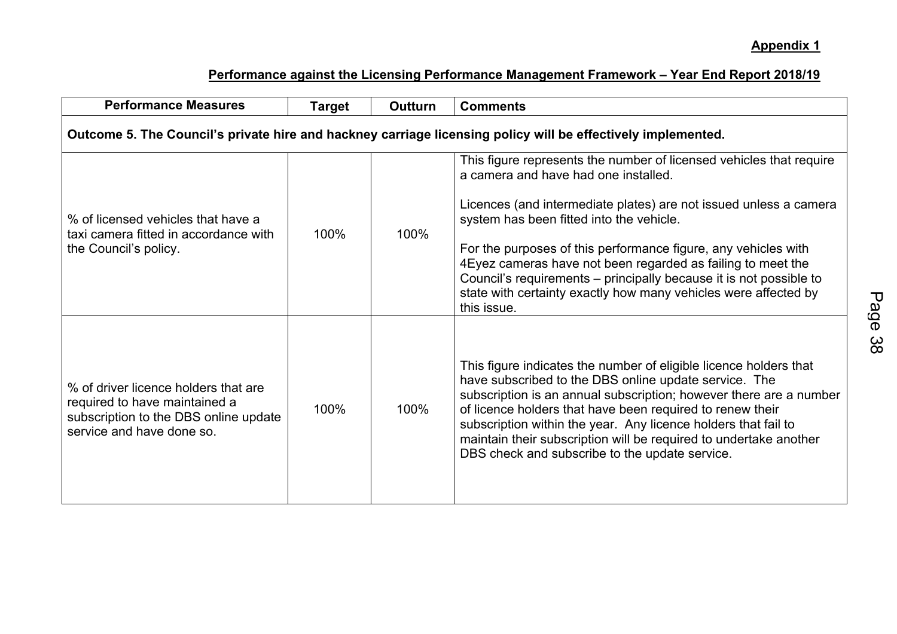**Appendix 1**

**Performance against the Licensing Performance Management Framework – Year End Report 2018/19**

| Performance Measures | Target | Outturn | Comments |
|---|---|---|---|
| **Outcome 5. The Council's private hire and hackney carriage licensing policy will be effectively implemented.** | | | |
| % of licensed vehicles that have a taxi camera fitted in accordance with the Council's policy. | 100% | 100% | This figure represents the number of licensed vehicles that require a camera and have had one installed.<br><br>Licences (and intermediate plates) are not issued unless a camera system has been fitted into the vehicle.<br><br>For the purposes of this performance figure, any vehicles with 4Eyez cameras have not been regarded as failing to meet the Council's requirements – principally because it is not possible to state with certainty exactly how many vehicles were affected by this issue. |
| % of driver licence holders that are required to have maintained a subscription to the DBS online update service and have done so. | 100% | 100% | This figure indicates the number of eligible licence holders that have subscribed to the DBS online update service. The subscription is an annual subscription; however there are a number of licence holders that have been required to renew their subscription within the year. Any licence holders that fail to maintain their subscription will be required to undertake another DBS check and subscribe to the update service. |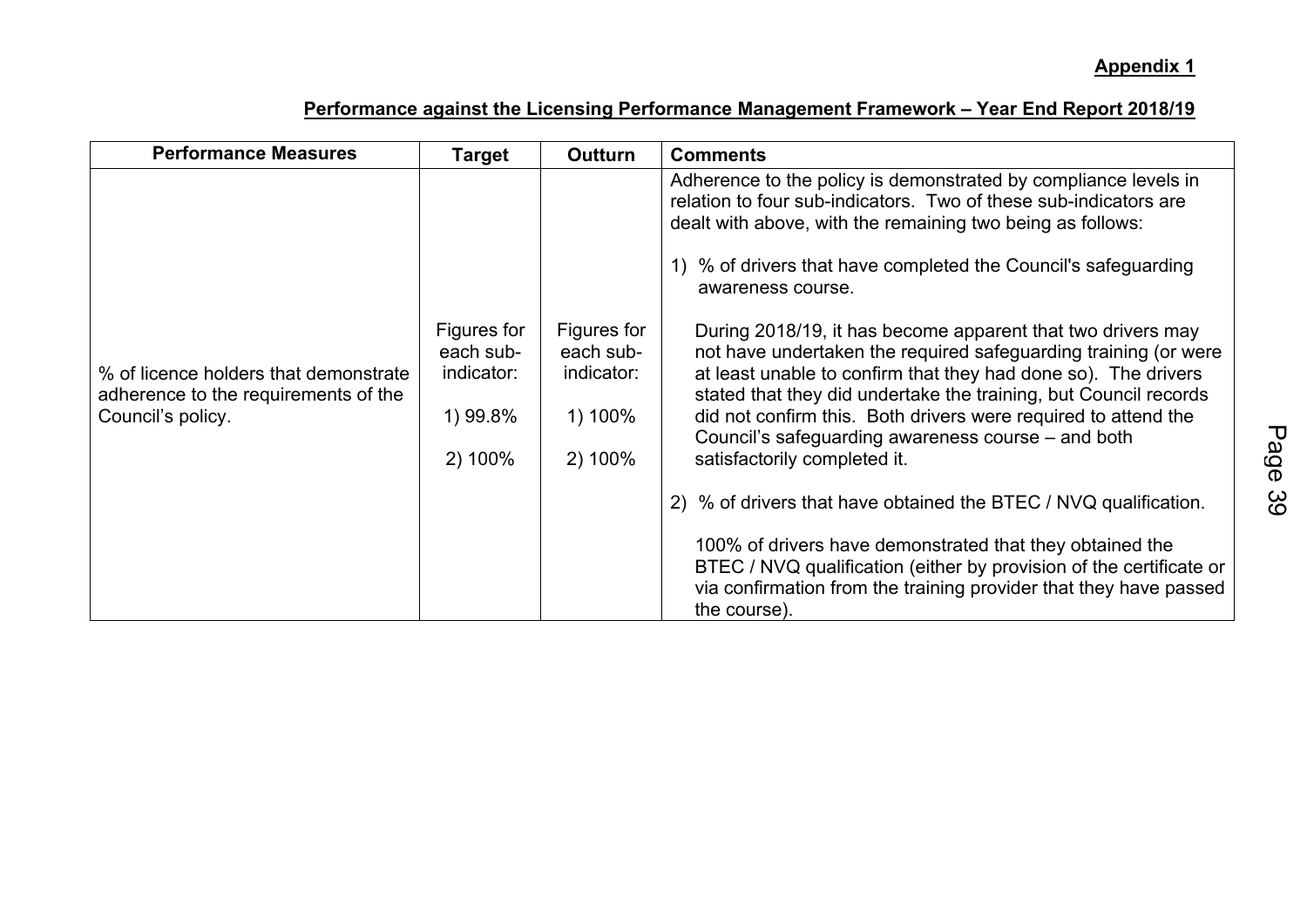**Appendix 1**

**Performance against the Licensing Performance Management Framework – Year End Report 2018/19**

| Performance Measures | Target | Outturn | Comments |
|---|---|---|---|
| % of licence holders that demonstrate adherence to the requirements of the Council's policy. | Figures for each sub-indicator:<br><br>1) 99.8%<br><br>2) 100% | Figures for each sub-indicator:<br><br>1) 100%<br><br>2) 100% | Adherence to the policy is demonstrated by compliance levels in relation to four sub-indicators. Two of these sub-indicators are dealt with above, with the remaining two being as follows:<br><br>1) % of drivers that have completed the Council's safeguarding awareness course.<br><br>During 2018/19, it has become apparent that two drivers may not have undertaken the required safeguarding training (or were at least unable to confirm that they had done so). The drivers stated that they did undertake the training, but Council records did not confirm this. Both drivers were required to attend the Council's safeguarding awareness course – and both satisfactorily completed it.<br><br>2) % of drivers that have obtained the BTEC / NVQ qualification.<br><br>100% of drivers have demonstrated that they obtained the BTEC / NVQ qualification (either by provision of the certificate or via confirmation from the training provider that they have passed the course). |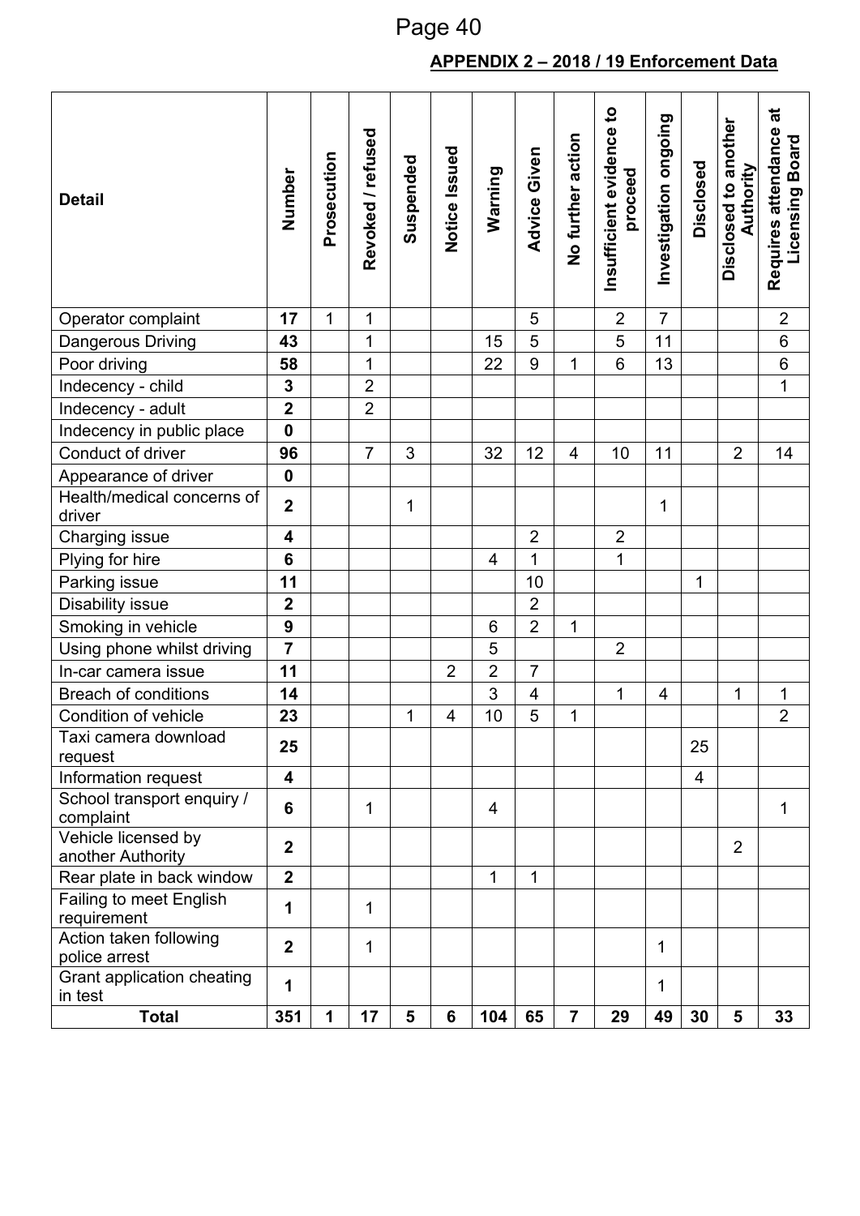## APPENDIX 2 – 2018 / 19 Enforcement Data

| Detail | Number | Prosecution | Revoked / refused | Suspended | Notice Issued | Warning | Advice Given | No further action | Insufficient evidence to proceed | Investigation ongoing | Disclosed | Disclosed to another Authority | Requires attendance at Licensing Board |
|---|---|---|---|---|---|---|---|---|---|---|---|---|---|
| Operator complaint | **17** | 1 | 1 | | | | 5 | | 2 | 7 | | | 2 |
| Dangerous Driving | **43** | | 1 | | | 15 | 5 | | 5 | 11 | | | 6 |
| Poor driving | **58** | | 1 | | | 22 | 9 | 1 | 6 | 13 | | | 6 |
| Indecency - child | **3** | | 2 | | | | | | | | | | 1 |
| Indecency - adult | **2** | | 2 | | | | | | | | | | |
| Indecency in public place | **0** | | | | | | | | | | | | |
| Conduct of driver | **96** | | 7 | 3 | | 32 | 12 | 4 | 10 | 11 | | 2 | 14 |
| Appearance of driver | **0** | | | | | | | | | | | | |
| Health/medical concerns of driver | **2** | | | 1 | | | | | | 1 | | | |
| Charging issue | **4** | | | | | | 2 | | 2 | | | | |
| Plying for hire | **6** | | | | | 4 | 1 | | 1 | | | | |
| Parking issue | **11** | | | | | | 10 | | | | 1 | | |
| Disability issue | **2** | | | | | | 2 | | | | | | |
| Smoking in vehicle | **9** | | | | | 6 | 2 | 1 | | | | | |
| Using phone whilst driving | **7** | | | | | 5 | | | 2 | | | | |
| In-car camera issue | **11** | | | | 2 | 2 | 7 | | | | | | |
| Breach of conditions | **14** | | | | | 3 | 4 | | 1 | 4 | | 1 | 1 |
| Condition of vehicle | **23** | | | 1 | 4 | 10 | 5 | 1 | | | | | 2 |
| Taxi camera download request | **25** | | | | | | | | | | 25 | | |
| Information request | **4** | | | | | | | | | | 4 | | |
| School transport enquiry / complaint | **6** | | 1 | | | 4 | | | | | | | 1 |
| Vehicle licensed by another Authority | **2** | | | | | | | | | | | 2 | |
| Rear plate in back window | **2** | | | | | 1 | 1 | | | | | | |
| Failing to meet English requirement | **1** | | 1 | | | | | | | | | | |
| Action taken following police arrest | **2** | | 1 | | | | | | | 1 | | | |
| Grant application cheating in test | **1** | | | | | | | | | 1 | | | |
| **Total** | **351** | **1** | **17** | **5** | **6** | **104** | **65** | **7** | **29** | **49** | **30** | **5** | **33** |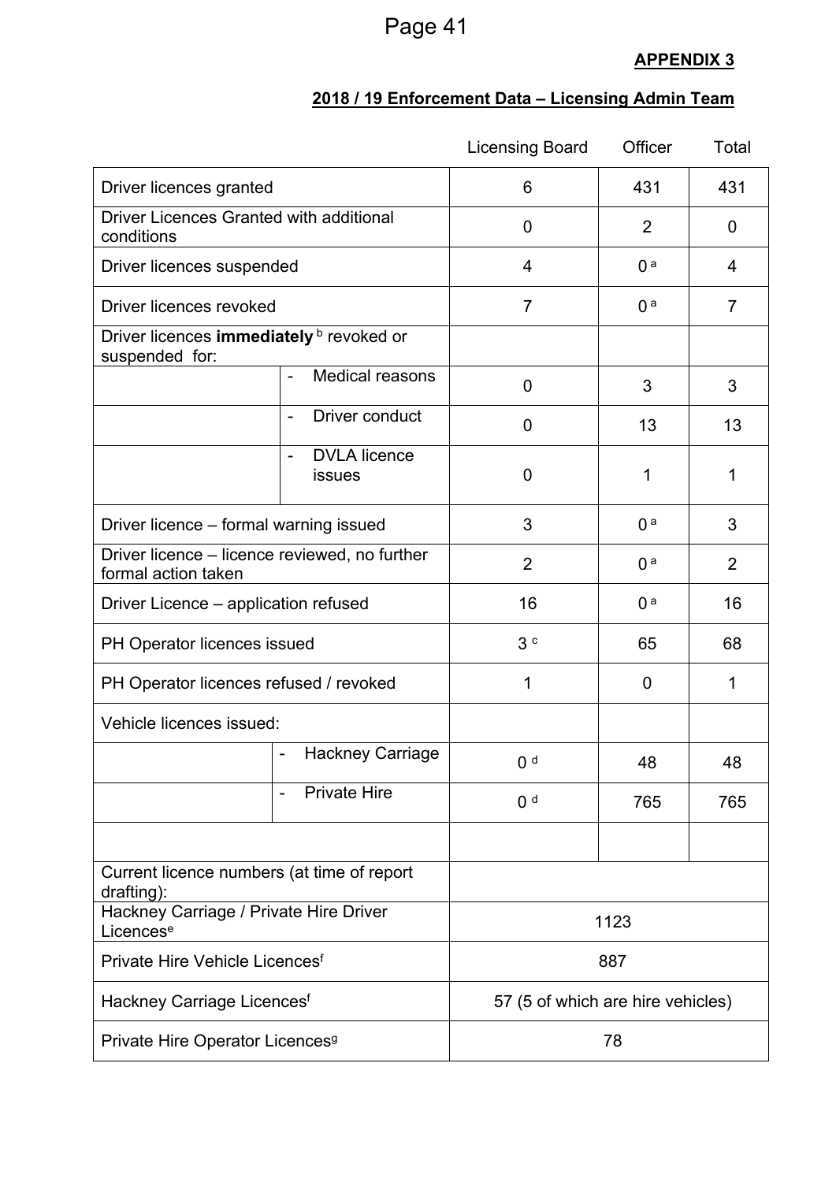**APPENDIX 3**

**2018 / 19 Enforcement Data – Licensing Admin Team**

| | | Licensing Board | Officer | Total |
|---|---|---|---|---|
| Driver licences granted | | 6 | 431 | 431 |
| Driver Licences Granted with additional conditions | | 0 | 2 | 0 |
| Driver licences suspended | | 4 | 0 [a] | 4 |
| Driver licences revoked | | 7 | 0 [a] | 7 |
| Driver licences **immediately** [b] revoked or suspended for: | | | | |
| | - Medical reasons | 0 | 3 | 3 |
| | - Driver conduct | 0 | 13 | 13 |
| | - DVLA licence issues | 0 | 1 | 1 |
| Driver licence – formal warning issued | | 3 | 0 [a] | 3 |
| Driver licence – licence reviewed, no further formal action taken | | 2 | 0 [a] | 2 |
| Driver Licence – application refused | | 16 | 0 [a] | 16 |
| PH Operator licences issued | | 3 [c] | 65 | 68 |
| PH Operator licences refused / revoked | | 1 | 0 | 1 |
| Vehicle licences issued: | | | | |
| | - Hackney Carriage | 0 [d] | 48 | 48 |
| | - Private Hire | 0 [d] | 765 | 765 |
| | | | | |
| Current licence numbers (at time of report drafting): | | | | |
| Hackney Carriage / Private Hire Driver Licences[e] | | 1123 | | |
| Private Hire Vehicle Licences[f] | | 887 | | |
| Hackney Carriage Licences[f] | | 57 (5 of which are hire vehicles) | | |
| Private Hire Operator Licences[g] | | 78 | | |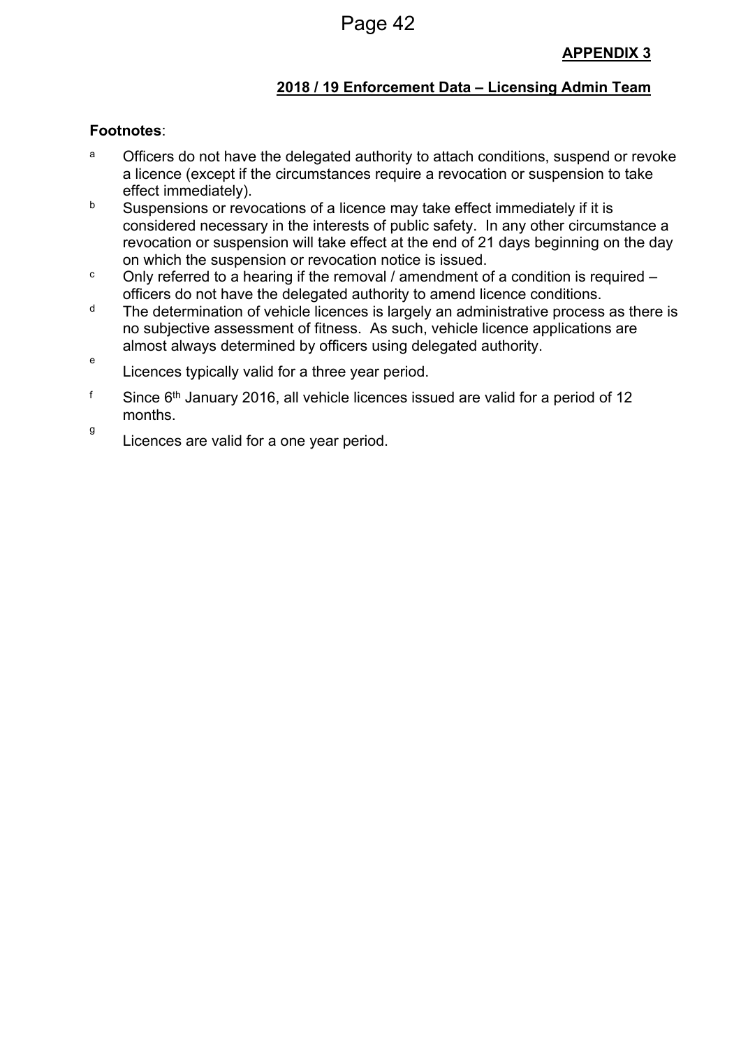**APPENDIX 3**

**2018 / 19 Enforcement Data – Licensing Admin Team**

**Footnotes**:

[a] Officers do not have the delegated authority to attach conditions, suspend or revoke a licence (except if the circumstances require a revocation or suspension to take effect immediately).

[b] Suspensions or revocations of a licence may take effect immediately if it is considered necessary in the interests of public safety. In any other circumstance a revocation or suspension will take effect at the end of 21 days beginning on the day on which the suspension or revocation notice is issued.

[c] Only referred to a hearing if the removal / amendment of a condition is required – officers do not have the delegated authority to amend licence conditions.

[d] The determination of vehicle licences is largely an administrative process as there is no subjective assessment of fitness. As such, vehicle licence applications are almost always determined by officers using delegated authority.

[e] Licences typically valid for a three year period.

[f] Since 6th January 2016, all vehicle licences issued are valid for a period of 12 months.

[g] Licences are valid for a one year period.